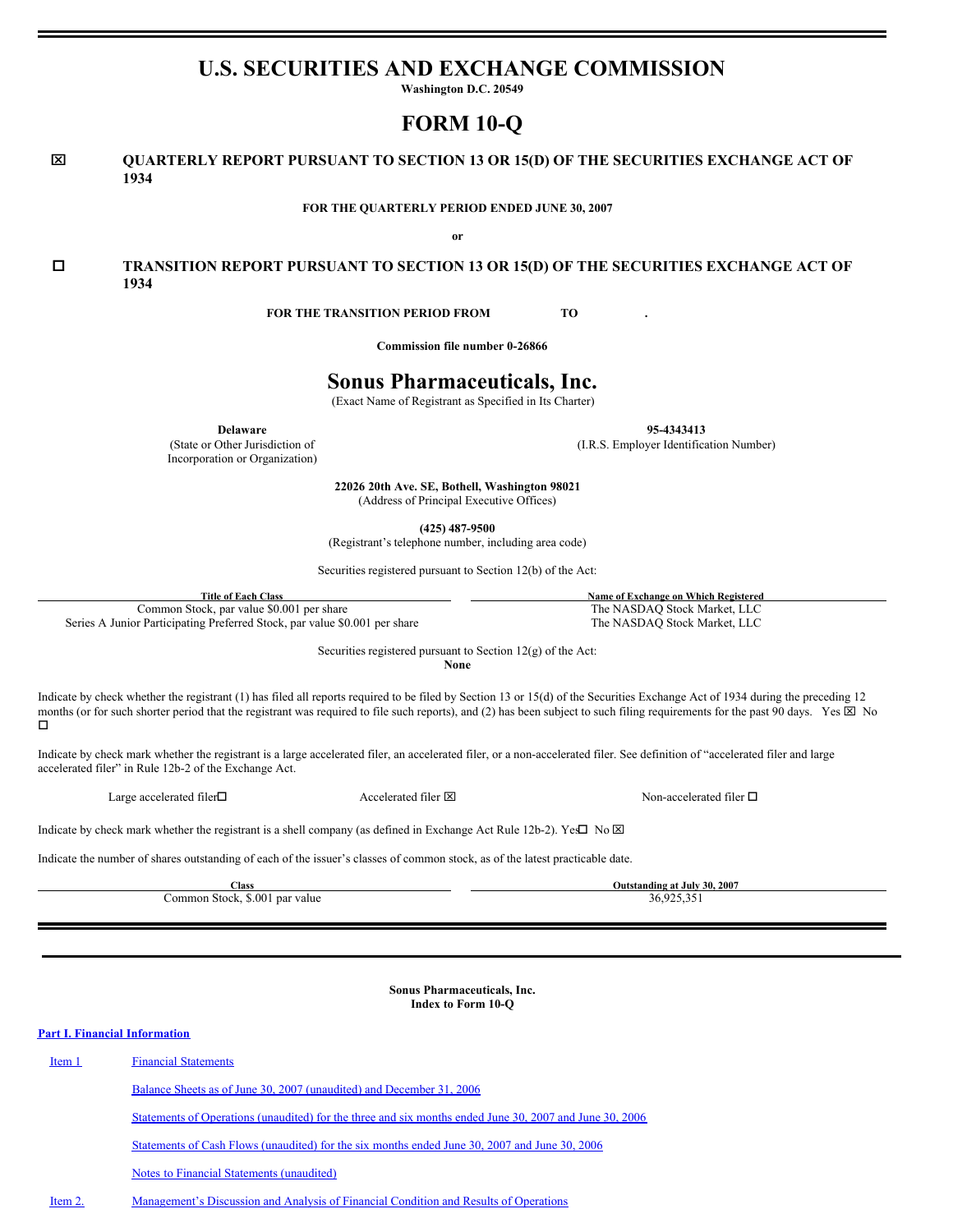# U.S. SECURITIES AND EXCHANGE COMMISSION

**Washington D.C. 20549**

# FORM 10-Q

☒ **QUARTERLY REPORT PURSUANT TO SECTION 13 OR 15(D) OF THE SECURITIES EXCHANGE ACT OF 1934**

**FOR THE QUARTERLY PERIOD ENDED JUNE 30, 2007**

**or**

☐ **TRANSITION REPORT PURSUANT TO SECTION 13 OR 15(D) OF THE SECURITIES EXCHANGE ACT OF 1934**

**FOR THE TRANSITION PERIOD FROM TO .**

**Commission file number 0-26866**

# Sonus Pharmaceuticals, Inc.

(Exact Name of Registrant as Specified in Its Charter)

| | |
|---|---|
| **Delaware** | **95-4343413** |
| (State or Other Jurisdiction of Incorporation or Organization) | (I.R.S. Employer Identification Number) |

**22026 20th Ave. SE, Bothell, Washington 98021**
(Address of Principal Executive Offices)

**(425) 487-9500**
(Registrant's telephone number, including area code)

Securities registered pursuant to Section 12(b) of the Act:

| Title of Each Class | Name of Exchange on Which Registered |
|---|---|
| Common Stock, par value $0.001 per share | The NASDAQ Stock Market, LLC |
| Series A Junior Participating Preferred Stock, par value $0.001 per share | The NASDAQ Stock Market, LLC |

Securities registered pursuant to Section 12(g) of the Act:
**None**

Indicate by check whether the registrant (1) has filed all reports required to be filed by Section 13 or 15(d) of the Securities Exchange Act of 1934 during the preceding 12 months (or for such shorter period that the registrant was required to file such reports), and (2) has been subject to such filing requirements for the past 90 days. Yes ☒ No ☐

Indicate by check mark whether the registrant is a large accelerated filer, an accelerated filer, or a non-accelerated filer. See definition of "accelerated filer and large accelerated filer" in Rule 12b-2 of the Exchange Act.

Large accelerated filer☐ Accelerated filer ☒ Non-accelerated filer ☐

Indicate by check mark whether the registrant is a shell company (as defined in Exchange Act Rule 12b-2). Yes☐ No ☒

Indicate the number of shares outstanding of each of the issuer's classes of common stock, as of the latest practicable date.

| Class | Outstanding at July 30, 2007 |
|---|---|
| Common Stock, $.001 par value | 36,925,351 |

**Sonus Pharmaceuticals, Inc.**
**Index to Form 10-Q**

**Part I. Financial Information**

| | |
|---|---|
| Item 1 | Financial Statements |
| | Balance Sheets as of June 30, 2007 (unaudited) and December 31, 2006 |
| | Statements of Operations (unaudited) for the three and six months ended June 30, 2007 and June 30, 2006 |
| | Statements of Cash Flows (unaudited) for the six months ended June 30, 2007 and June 30, 2006 |
| | Notes to Financial Statements (unaudited) |
| Item 2. | Management's Discussion and Analysis of Financial Condition and Results of Operations |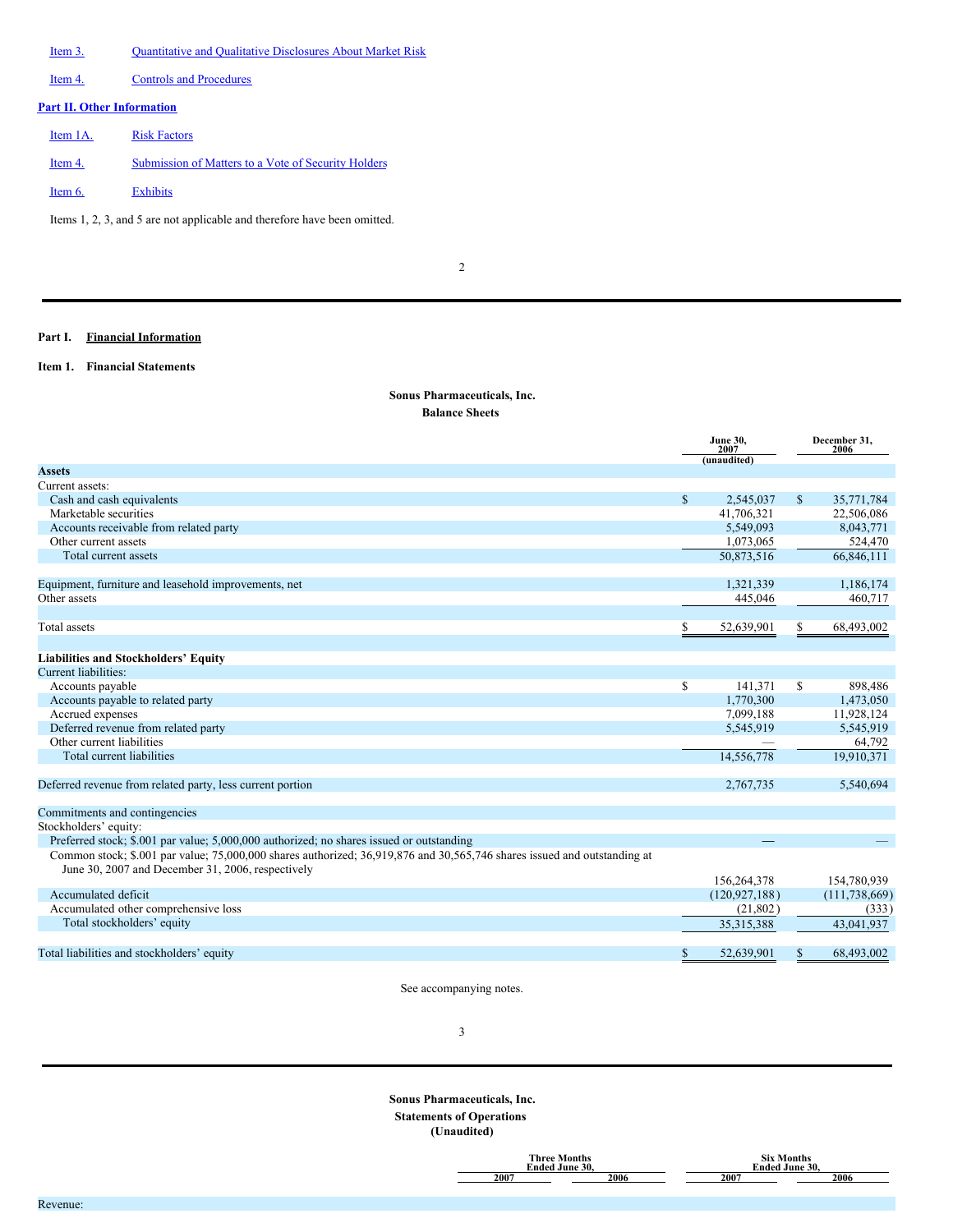Item 3. Quantitative and Qualitative Disclosures About Market Risk

Item 4. Controls and Procedures

**Part II. Other Information**

Item 1A. Risk Factors

Item 4. Submission of Matters to a Vote of Security Holders

Item 6. Exhibits

Items 1, 2, 3, and 5 are not applicable and therefore have been omitted.

**Part I. Financial Information**

**Item 1. Financial Statements**

**Sonus Pharmaceuticals, Inc.**
**Balance Sheets**

| | June 30, 2007 (unaudited) | December 31, 2006 |
|---|---|---|
| **Assets** | | |
| Current assets: | | |
| Cash and cash equivalents | $ 2,545,037 | $ 35,771,784 |
| Marketable securities | 41,706,321 | 22,506,086 |
| Accounts receivable from related party | 5,549,093 | 8,043,771 |
| Other current assets | 1,073,065 | 524,470 |
| Total current assets | 50,873,516 | 66,846,111 |
| Equipment, furniture and leasehold improvements, net | 1,321,339 | 1,186,174 |
| Other assets | 445,046 | 460,717 |
| Total assets | $ 52,639,901 | $ 68,493,002 |
| **Liabilities and Stockholders' Equity** | | |
| Current liabilities: | | |
| Accounts payable | $ 141,371 | $ 898,486 |
| Accounts payable to related party | 1,770,300 | 1,473,050 |
| Accrued expenses | 7,099,188 | 11,928,124 |
| Deferred revenue from related party | 5,545,919 | 5,545,919 |
| Other current liabilities | — | 64,792 |
| Total current liabilities | 14,556,778 | 19,910,371 |
| Deferred revenue from related party, less current portion | 2,767,735 | 5,540,694 |
| Commitments and contingencies | | |
| Stockholders' equity: | | |
| Preferred stock; $.001 par value; 5,000,000 authorized; no shares issued or outstanding | — | — |
| Common stock; $.001 par value; 75,000,000 shares authorized; 36,919,876 and 30,565,746 shares issued and outstanding at June 30, 2007 and December 31, 2006, respectively | 156,264,378 | 154,780,939 |
| Accumulated deficit | (120,927,188) | (111,738,669) |
| Accumulated other comprehensive loss | (21,802) | (333) |
| Total stockholders' equity | 35,315,388 | 43,041,937 |
| Total liabilities and stockholders' equity | $ 52,639,901 | $ 68,493,002 |

See accompanying notes.

**Sonus Pharmaceuticals, Inc.**
**Statements of Operations**
**(Unaudited)**

| | Three Months Ended June 30, | | Six Months Ended June 30, | |
|---|---|---|---|---|
| | 2007 | 2006 | 2007 | 2006 |
| Revenue: | | | | |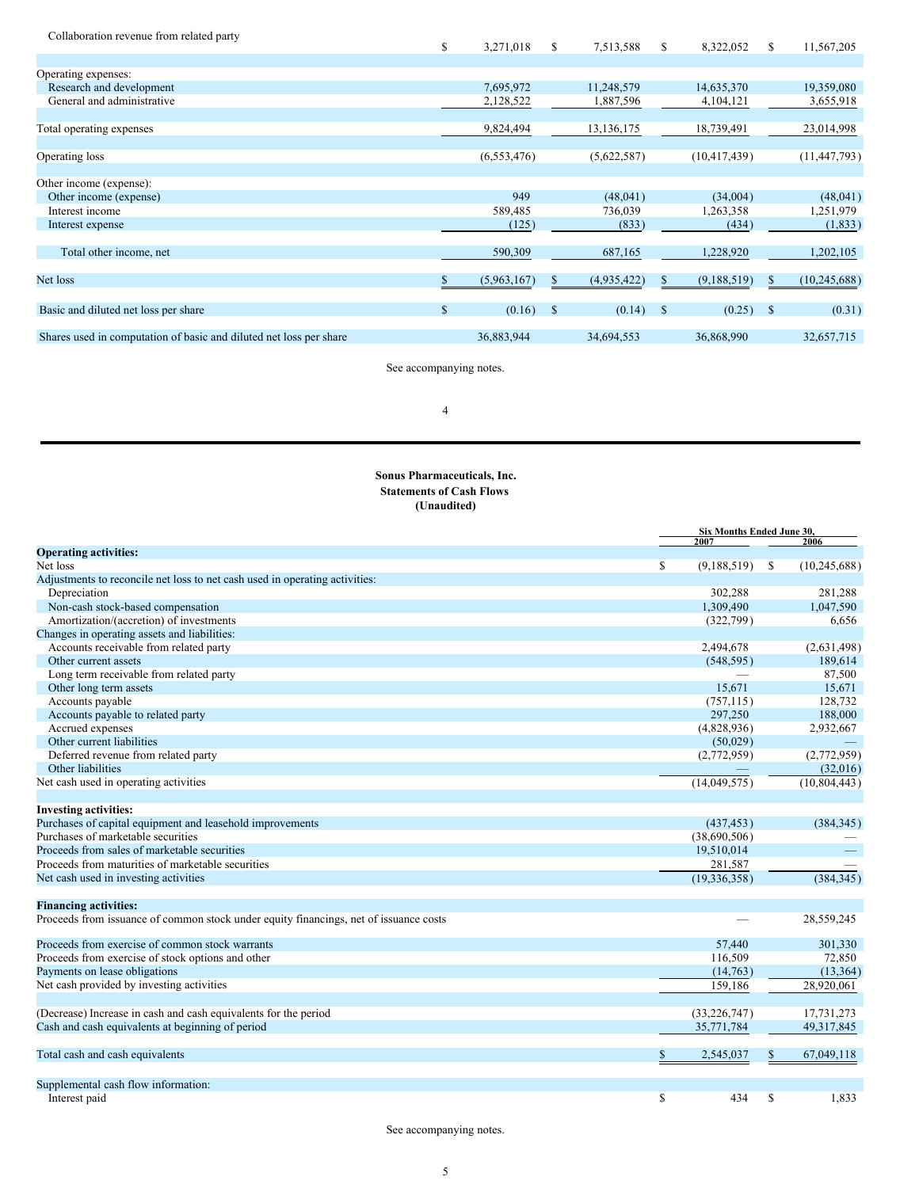| | | | | |
|---|---|---|---|---|
| Collaboration revenue from related party | $ 3,271,018 | $ 7,513,588 | $ 8,322,052 | $ 11,567,205 |
| Operating expenses: | | | | |
| Research and development | 7,695,972 | 11,248,579 | 14,635,370 | 19,359,080 |
| General and administrative | 2,128,522 | 1,887,596 | 4,104,121 | 3,655,918 |
| Total operating expenses | 9,824,494 | 13,136,175 | 18,739,491 | 23,014,998 |
| Operating loss | (6,553,476) | (5,622,587) | (10,417,439) | (11,447,793) |
| Other income (expense): | | | | |
| Other income (expense) | 949 | (48,041) | (34,004) | (48,041) |
| Interest income | 589,485 | 736,039 | 1,263,358 | 1,251,979 |
| Interest expense | (125) | (833) | (434) | (1,833) |
| Total other income, net | 590,309 | 687,165 | 1,228,920 | 1,202,105 |
| Net loss | $ (5,963,167) | $ (4,935,422) | $ (9,188,519) | $ (10,245,688) |
| Basic and diluted net loss per share | $ (0.16) | $ (0.14) | $ (0.25) | $ (0.31) |
| Shares used in computation of basic and diluted net loss per share | 36,883,944 | 34,694,553 | 36,868,990 | 32,657,715 |

See accompanying notes.

**Sonus Pharmaceuticals, Inc.**
**Statements of Cash Flows**
**(Unaudited)**

| | Six Months Ended June 30, | |
|---|---|---|
| | 2007 | 2006 |
| **Operating activities:** | | |
| Net loss | $ (9,188,519) | $ (10,245,688) |
| Adjustments to reconcile net loss to net cash used in operating activities: | | |
| Depreciation | 302,288 | 281,288 |
| Non-cash stock-based compensation | 1,309,490 | 1,047,590 |
| Amortization/(accretion) of investments | (322,799) | 6,656 |
| Changes in operating assets and liabilities: | | |
| Accounts receivable from related party | 2,494,678 | (2,631,498) |
| Other current assets | (548,595) | 189,614 |
| Long term receivable from related party | — | 87,500 |
| Other long term assets | 15,671 | 15,671 |
| Accounts payable | (757,115) | 128,732 |
| Accounts payable to related party | 297,250 | 188,000 |
| Accrued expenses | (4,828,936) | 2,932,667 |
| Other current liabilities | (50,029) | — |
| Deferred revenue from related party | (2,772,959) | (2,772,959) |
| Other liabilities | — | (32,016) |
| Net cash used in operating activities | (14,049,575) | (10,804,443) |
| **Investing activities:** | | |
| Purchases of capital equipment and leasehold improvements | (437,453) | (384,345) |
| Purchases of marketable securities | (38,690,506) | — |
| Proceeds from sales of marketable securities | 19,510,014 | — |
| Proceeds from maturities of marketable securities | 281,587 | — |
| Net cash used in investing activities | (19,336,358) | (384,345) |
| **Financing activities:** | | |
| Proceeds from issuance of common stock under equity financings, net of issuance costs | — | 28,559,245 |
| Proceeds from exercise of common stock warrants | 57,440 | 301,330 |
| Proceeds from exercise of stock options and other | 116,509 | 72,850 |
| Payments on lease obligations | (14,763) | (13,364) |
| Net cash provided by investing activities | 159,186 | 28,920,061 |
| (Decrease) Increase in cash and cash equivalents for the period | (33,226,747) | 17,731,273 |
| Cash and cash equivalents at beginning of period | 35,771,784 | 49,317,845 |
| Total cash and cash equivalents | $ 2,545,037 | $ 67,049,118 |
| Supplemental cash flow information: | | |
| Interest paid | $ 434 | $ 1,833 |

See accompanying notes.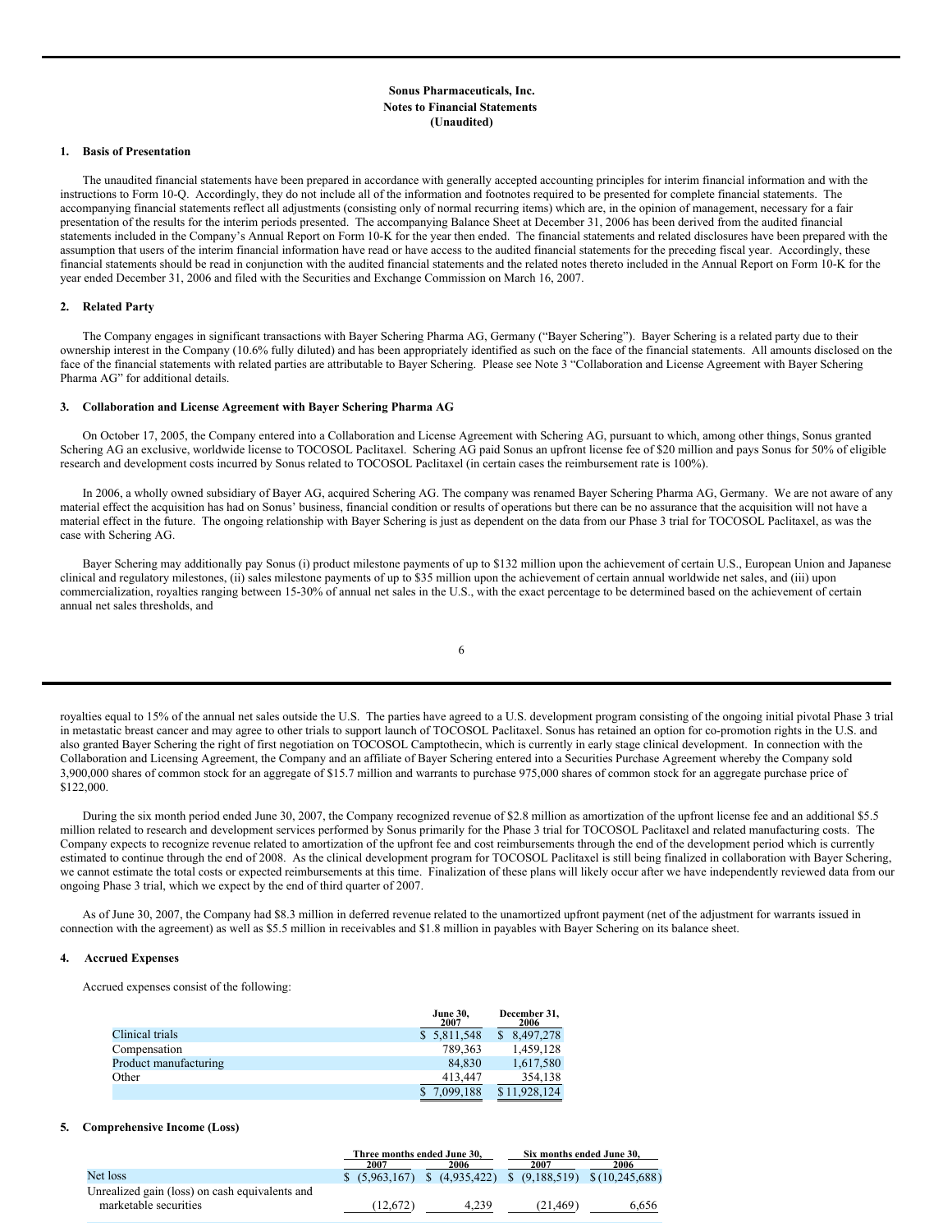**Sonus Pharmaceuticals, Inc.**
**Notes to Financial Statements**
**(Unaudited)**

### 1. Basis of Presentation

The unaudited financial statements have been prepared in accordance with generally accepted accounting principles for interim financial information and with the instructions to Form 10-Q. Accordingly, they do not include all of the information and footnotes required to be presented for complete financial statements. The accompanying financial statements reflect all adjustments (consisting only of normal recurring items) which are, in the opinion of management, necessary for a fair presentation of the results for the interim periods presented. The accompanying Balance Sheet at December 31, 2006 has been derived from the audited financial statements included in the Company's Annual Report on Form 10-K for the year then ended. The financial statements and related disclosures have been prepared with the assumption that users of the interim financial information have read or have access to the audited financial statements for the preceding fiscal year. Accordingly, these financial statements should be read in conjunction with the audited financial statements and the related notes thereto included in the Annual Report on Form 10-K for the year ended December 31, 2006 and filed with the Securities and Exchange Commission on March 16, 2007.

### 2. Related Party

The Company engages in significant transactions with Bayer Schering Pharma AG, Germany ("Bayer Schering"). Bayer Schering is a related party due to their ownership interest in the Company (10.6% fully diluted) and has been appropriately identified as such on the face of the financial statements. All amounts disclosed on the face of the financial statements with related parties are attributable to Bayer Schering. Please see Note 3 "Collaboration and License Agreement with Bayer Schering Pharma AG" for additional details.

### 3. Collaboration and License Agreement with Bayer Schering Pharma AG

On October 17, 2005, the Company entered into a Collaboration and License Agreement with Schering AG, pursuant to which, among other things, Sonus granted Schering AG an exclusive, worldwide license to TOCOSOL Paclitaxel. Schering AG paid Sonus an upfront license fee of $20 million and pays Sonus for 50% of eligible research and development costs incurred by Sonus related to TOCOSOL Paclitaxel (in certain cases the reimbursement rate is 100%).

In 2006, a wholly owned subsidiary of Bayer AG, acquired Schering AG. The company was renamed Bayer Schering Pharma AG, Germany. We are not aware of any material effect the acquisition has had on Sonus' business, financial condition or results of operations but there can be no assurance that the acquisition will not have a material effect in the future. The ongoing relationship with Bayer Schering is just as dependent on the data from our Phase 3 trial for TOCOSOL Paclitaxel, as was the case with Schering AG.

Bayer Schering may additionally pay Sonus (i) product milestone payments of up to $132 million upon the achievement of certain U.S., European Union and Japanese clinical and regulatory milestones, (ii) sales milestone payments of up to $35 million upon the achievement of certain annual worldwide net sales, and (iii) upon commercialization, royalties ranging between 15-30% of annual net sales in the U.S., with the exact percentage to be determined based on the achievement of certain annual net sales thresholds, and royalties equal to 15% of the annual net sales outside the U.S. The parties have agreed to a U.S. development program consisting of the ongoing initial pivotal Phase 3 trial in metastatic breast cancer and may agree to other trials to support launch of TOCOSOL Paclitaxel. Sonus has retained an option for co-promotion rights in the U.S. and also granted Bayer Schering the right of first negotiation on TOCOSOL Camptothecin, which is currently in early stage clinical development. In connection with the Collaboration and Licensing Agreement, the Company and an affiliate of Bayer Schering entered into a Securities Purchase Agreement whereby the Company sold 3,900,000 shares of common stock for an aggregate of $15.7 million and warrants to purchase 975,000 shares of common stock for an aggregate purchase price of $122,000.

During the six month period ended June 30, 2007, the Company recognized revenue of $2.8 million as amortization of the upfront license fee and an additional $5.5 million related to research and development services performed by Sonus primarily for the Phase 3 trial for TOCOSOL Paclitaxel and related manufacturing costs. The Company expects to recognize revenue related to amortization of the upfront fee and cost reimbursements through the end of the development period which is currently estimated to continue through the end of 2008. As the clinical development program for TOCOSOL Paclitaxel is still being finalized in collaboration with Bayer Schering, we cannot estimate the total costs or expected reimbursements at this time. Finalization of these plans will likely occur after we have independently reviewed data from our ongoing Phase 3 trial, which we expect by the end of third quarter of 2007.

As of June 30, 2007, the Company had $8.3 million in deferred revenue related to the unamortized upfront payment (net of the adjustment for warrants issued in connection with the agreement) as well as $5.5 million in receivables and $1.8 million in payables with Bayer Schering on its balance sheet.

### 4. Accrued Expenses

Accrued expenses consist of the following:

| | June 30, 2007 | December 31, 2006 |
|---|---|---|
| Clinical trials | $ 5,811,548 | $ 8,497,278 |
| Compensation | 789,363 | 1,459,128 |
| Product manufacturing | 84,830 | 1,617,580 |
| Other | 413,447 | 354,138 |
| | $ 7,099,188 | $ 11,928,124 |

### 5. Comprehensive Income (Loss)

| | Three months ended June 30, 2007 | Three months ended June 30, 2006 | Six months ended June 30, 2007 | Six months ended June 30, 2006 |
|---|---|---|---|---|
| Net loss | $ (5,963,167) | $ (4,935,422) | $ (9,188,519) | $ (10,245,688) |
| Unrealized gain (loss) on cash equivalents and marketable securities | (12,672) | 4,239 | (21,469) | 6,656 |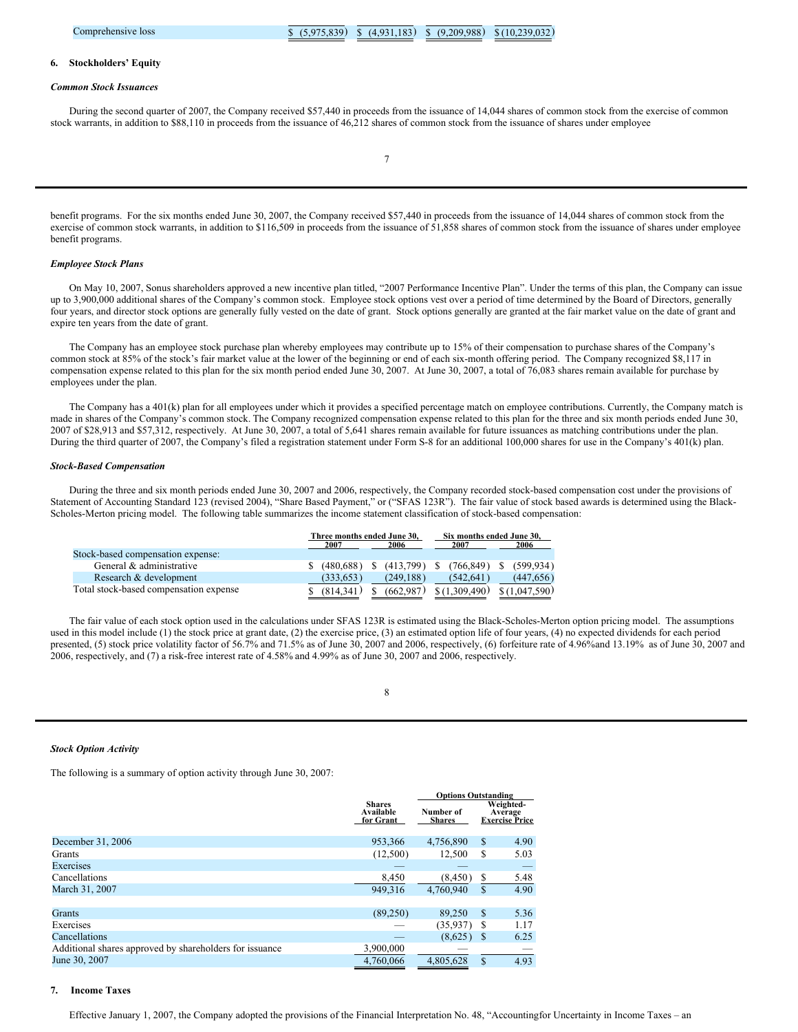| Comprehensive loss | $ (5,975,839) | $ (4,931,183) | $ (9,209,988) | $ (10,239,032) |
|---|---|---|---|---|

## 6. Stockholders' Equity

***Common Stock Issuances***

During the second quarter of 2007, the Company received $57,440 in proceeds from the issuance of 14,044 shares of common stock from the exercise of common stock warrants, in addition to $88,110 in proceeds from the issuance of 46,212 shares of common stock from the issuance of shares under employee benefit programs. For the six months ended June 30, 2007, the Company received $57,440 in proceeds from the issuance of 14,044 shares of common stock from the exercise of common stock warrants, in addition to $116,509 in proceeds from the issuance of 51,858 shares of common stock from the issuance of shares under employee benefit programs.

***Employee Stock Plans***

On May 10, 2007, Sonus shareholders approved a new incentive plan titled, "2007 Performance Incentive Plan". Under the terms of this plan, the Company can issue up to 3,900,000 additional shares of the Company's common stock. Employee stock options vest over a period of time determined by the Board of Directors, generally four years, and director stock options are generally fully vested on the date of grant. Stock options generally are granted at the fair market value on the date of grant and expire ten years from the date of grant.

The Company has an employee stock purchase plan whereby employees may contribute up to 15% of their compensation to purchase shares of the Company's common stock at 85% of the stock's fair market value at the lower of the beginning or end of each six-month offering period. The Company recognized $8,117 in compensation expense related to this plan for the six month period ended June 30, 2007. At June 30, 2007, a total of 76,083 shares remain available for purchase by employees under the plan.

The Company has a 401(k) plan for all employees under which it provides a specified percentage match on employee contributions. Currently, the Company match is made in shares of the Company's common stock. The Company recognized compensation expense related to this plan for the three and six month periods ended June 30, 2007 of $28,913 and $57,312, respectively. At June 30, 2007, a total of 5,641 shares remain available for future issuances as matching contributions under the plan. During the third quarter of 2007, the Company's filed a registration statement under Form S-8 for an additional 100,000 shares for use in the Company's 401(k) plan.

***Stock-Based Compensation***

During the three and six month periods ended June 30, 2007 and 2006, respectively, the Company recorded stock-based compensation cost under the provisions of Statement of Accounting Standard 123 (revised 2004), "Share Based Payment," or ("SFAS 123R"). The fair value of stock based awards is determined using the Black-Scholes-Merton pricing model. The following table summarizes the income statement classification of stock-based compensation:

| | Three months ended June 30, | | Six months ended June 30, | |
|---|---|---|---|---|
| | 2007 | 2006 | 2007 | 2006 |
| Stock-based compensation expense: | | | | |
| General & administrative | $ (480,688) | $ (413,799) | $ (766,849) | $ (599,934) |
| Research & development | (333,653) | (249,188) | (542,641) | (447,656) |
| Total stock-based compensation expense | $ (814,341) | $ (662,987) | $ (1,309,490) | $ (1,047,590) |

The fair value of each stock option used in the calculations under SFAS 123R is estimated using the Black-Scholes-Merton option pricing model. The assumptions used in this model include (1) the stock price at grant date, (2) the exercise price, (3) an estimated option life of four years, (4) no expected dividends for each period presented, (5) stock price volatility factor of 56.7% and 71.5% as of June 30, 2007 and 2006, respectively, (6) forfeiture rate of 4.96%and 13.19% as of June 30, 2007 and 2006, respectively, and (7) a risk-free interest rate of 4.58% and 4.99% as of June 30, 2007 and 2006, respectively.

***Stock Option Activity***

The following is a summary of option activity through June 30, 2007:

| | Shares Available for Grant | Options Outstanding | |
|---|---|---|---|
| | | Number of Shares | Weighted-Average Exercise Price |
| December 31, 2006 | 953,366 | 4,756,890 | $ 4.90 |
| Grants | (12,500) | 12,500 | $ 5.03 |
| Exercises | — | — | — |
| Cancellations | 8,450 | (8,450) | $ 5.48 |
| March 31, 2007 | 949,316 | 4,760,940 | $ 4.90 |
| | | | |
| Grants | (89,250) | 89,250 | $ 5.36 |
| Exercises | — | (35,937) | $ 1.17 |
| Cancellations | — | (8,625) | $ 6.25 |
| Additional shares approved by shareholders for issuance | 3,900,000 | — | — |
| June 30, 2007 | 4,760,066 | 4,805,628 | $ 4.93 |

## 7. Income Taxes

Effective January 1, 2007, the Company adopted the provisions of the Financial Interpretation No. 48, "Accountingfor Uncertainty in Income Taxes – an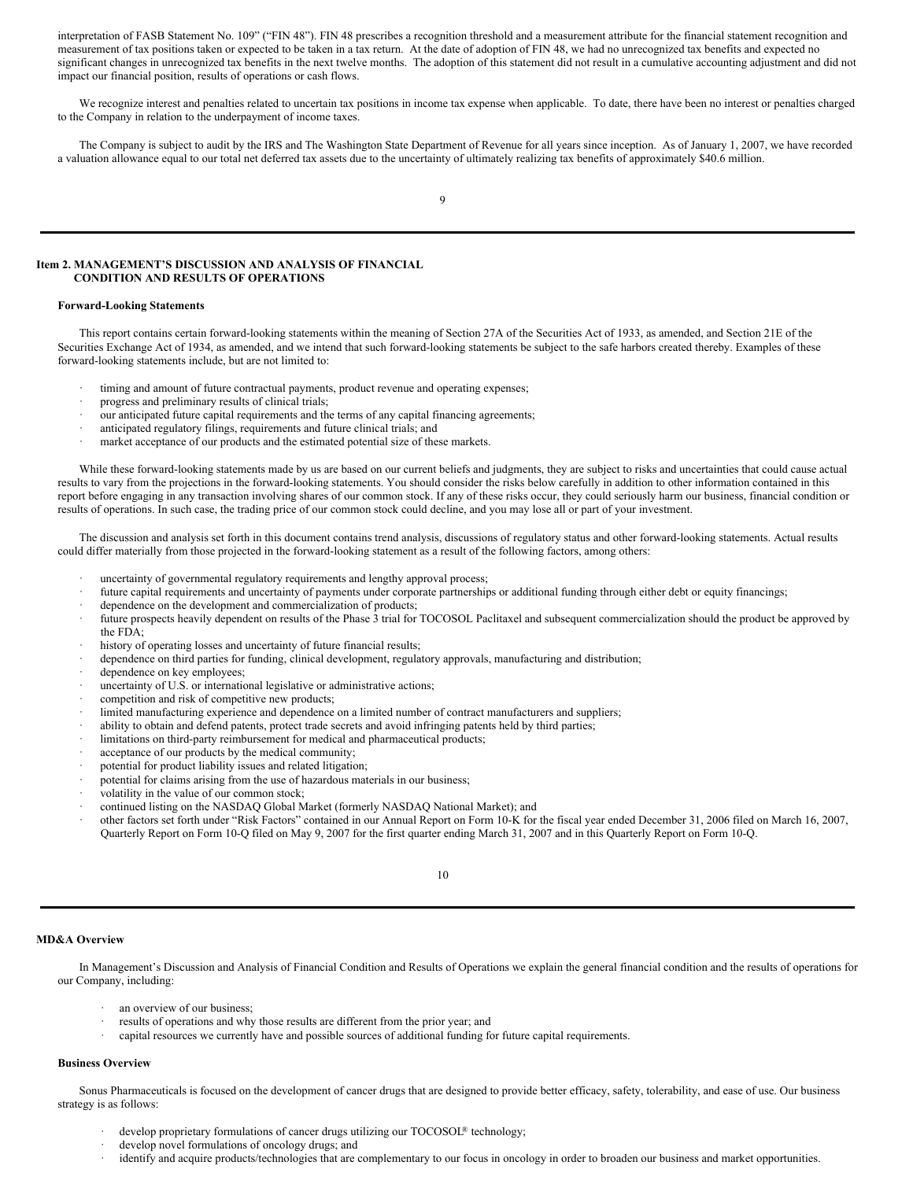interpretation of FASB Statement No. 109" ("FIN 48"). FIN 48 prescribes a recognition threshold and a measurement attribute for the financial statement recognition and measurement of tax positions taken or expected to be taken in a tax return. At the date of adoption of FIN 48, we had no unrecognized tax benefits and expected no significant changes in unrecognized tax benefits in the next twelve months. The adoption of this statement did not result in a cumulative accounting adjustment and did not impact our financial position, results of operations or cash flows.

We recognize interest and penalties related to uncertain tax positions in income tax expense when applicable. To date, there have been no interest or penalties charged to the Company in relation to the underpayment of income taxes.

The Company is subject to audit by the IRS and The Washington State Department of Revenue for all years since inception. As of January 1, 2007, we have recorded a valuation allowance equal to our total net deferred tax assets due to the uncertainty of ultimately realizing tax benefits of approximately $40.6 million.

## Item 2. MANAGEMENT'S DISCUSSION AND ANALYSIS OF FINANCIAL CONDITION AND RESULTS OF OPERATIONS

### Forward-Looking Statements

This report contains certain forward-looking statements within the meaning of Section 27A of the Securities Act of 1933, as amended, and Section 21E of the Securities Exchange Act of 1934, as amended, and we intend that such forward-looking statements be subject to the safe harbors created thereby. Examples of these forward-looking statements include, but are not limited to:

- timing and amount of future contractual payments, product revenue and operating expenses;
- progress and preliminary results of clinical trials;
- our anticipated future capital requirements and the terms of any capital financing agreements;
- anticipated regulatory filings, requirements and future clinical trials; and
- market acceptance of our products and the estimated potential size of these markets.

While these forward-looking statements made by us are based on our current beliefs and judgments, they are subject to risks and uncertainties that could cause actual results to vary from the projections in the forward-looking statements. You should consider the risks below carefully in addition to other information contained in this report before engaging in any transaction involving shares of our common stock. If any of these risks occur, they could seriously harm our business, financial condition or results of operations. In such case, the trading price of our common stock could decline, and you may lose all or part of your investment.

The discussion and analysis set forth in this document contains trend analysis, discussions of regulatory status and other forward-looking statements. Actual results could differ materially from those projected in the forward-looking statement as a result of the following factors, among others:

- uncertainty of governmental regulatory requirements and lengthy approval process;
- future capital requirements and uncertainty of payments under corporate partnerships or additional funding through either debt or equity financings;
- dependence on the development and commercialization of products;
- future prospects heavily dependent on results of the Phase 3 trial for TOCOSOL Paclitaxel and subsequent commercialization should the product be approved by the FDA;
- history of operating losses and uncertainty of future financial results;
- dependence on third parties for funding, clinical development, regulatory approvals, manufacturing and distribution;
- dependence on key employees;
- uncertainty of U.S. or international legislative or administrative actions;
- competition and risk of competitive new products;
- limited manufacturing experience and dependence on a limited number of contract manufacturers and suppliers;
- ability to obtain and defend patents, protect trade secrets and avoid infringing patents held by third parties;
- limitations on third-party reimbursement for medical and pharmaceutical products;
- acceptance of our products by the medical community;
- potential for product liability issues and related litigation;
- potential for claims arising from the use of hazardous materials in our business;
- volatility in the value of our common stock;
- continued listing on the NASDAQ Global Market (formerly NASDAQ National Market); and
- other factors set forth under "Risk Factors" contained in our Annual Report on Form 10-K for the fiscal year ended December 31, 2006 filed on March 16, 2007, Quarterly Report on Form 10-Q filed on May 9, 2007 for the first quarter ending March 31, 2007 and in this Quarterly Report on Form 10-Q.

### MD&A Overview

In Management's Discussion and Analysis of Financial Condition and Results of Operations we explain the general financial condition and the results of operations for our Company, including:

- an overview of our business;
- results of operations and why those results are different from the prior year; and
- capital resources we currently have and possible sources of additional funding for future capital requirements.

### Business Overview

Sonus Pharmaceuticals is focused on the development of cancer drugs that are designed to provide better efficacy, safety, tolerability, and ease of use. Our business strategy is as follows:

- develop proprietary formulations of cancer drugs utilizing our TOCOSOL® technology;
- develop novel formulations of oncology drugs; and
- identify and acquire products/technologies that are complementary to our focus in oncology in order to broaden our business and market opportunities.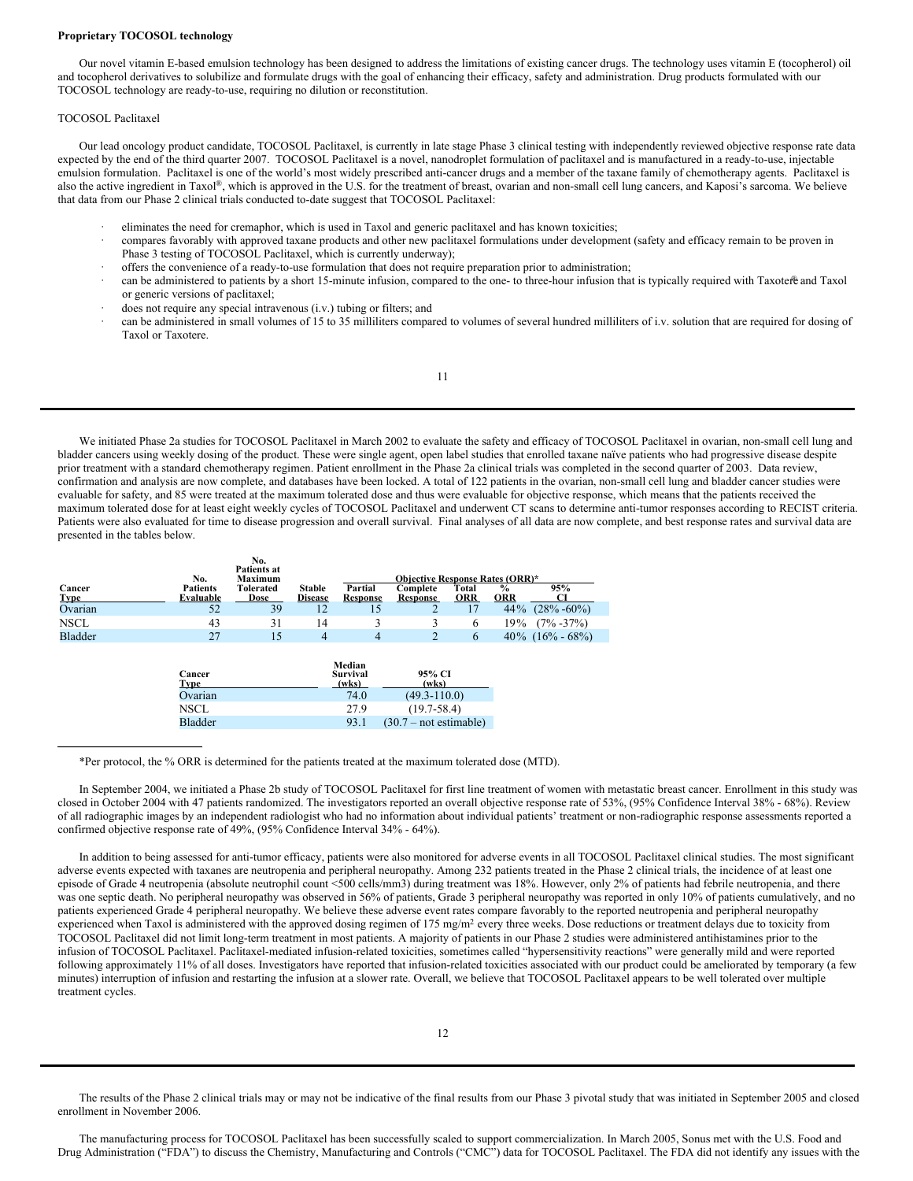**Proprietary TOCOSOL technology**

Our novel vitamin E-based emulsion technology has been designed to address the limitations of existing cancer drugs. The technology uses vitamin E (tocopherol) oil and tocopherol derivatives to solubilize and formulate drugs with the goal of enhancing their efficacy, safety and administration. Drug products formulated with our TOCOSOL technology are ready-to-use, requiring no dilution or reconstitution.

TOCOSOL Paclitaxel

Our lead oncology product candidate, TOCOSOL Paclitaxel, is currently in late stage Phase 3 clinical testing with independently reviewed objective response rate data expected by the end of the third quarter 2007. TOCOSOL Paclitaxel is a novel, nanodroplet formulation of paclitaxel and is manufactured in a ready-to-use, injectable emulsion formulation. Paclitaxel is one of the world's most widely prescribed anti-cancer drugs and a member of the taxane family of chemotherapy agents. Paclitaxel is also the active ingredient in Taxol®, which is approved in the U.S. for the treatment of breast, ovarian and non-small cell lung cancers, and Kaposi's sarcoma. We believe that data from our Phase 2 clinical trials conducted to-date suggest that TOCOSOL Paclitaxel:

- eliminates the need for cremaphor, which is used in Taxol and generic paclitaxel and has known toxicities;
- compares favorably with approved taxane products and other new paclitaxel formulations under development (safety and efficacy remain to be proven in Phase 3 testing of TOCOSOL Paclitaxel, which is currently underway);
- offers the convenience of a ready-to-use formulation that does not require preparation prior to administration;
- can be administered to patients by a short 15-minute infusion, compared to the one- to three-hour infusion that is typically required with Taxotere® and Taxol or generic versions of paclitaxel;
- does not require any special intravenous (i.v.) tubing or filters; and
- can be administered in small volumes of 15 to 35 milliliters compared to volumes of several hundred milliliters of i.v. solution that are required for dosing of Taxol or Taxotere.

We initiated Phase 2a studies for TOCOSOL Paclitaxel in March 2002 to evaluate the safety and efficacy of TOCOSOL Paclitaxel in ovarian, non-small cell lung and bladder cancers using weekly dosing of the product. These were single agent, open label studies that enrolled taxane naïve patients who had progressive disease despite prior treatment with a standard chemotherapy regimen. Patient enrollment in the Phase 2a clinical trials was completed in the second quarter of 2003. Data review, confirmation and analysis are now complete, and databases have been locked. A total of 122 patients in the ovarian, non-small cell lung and bladder cancer studies were evaluable for safety, and 85 were treated at the maximum tolerated dose and thus were evaluable for objective response, which means that the patients received the maximum tolerated dose for at least eight weekly cycles of TOCOSOL Paclitaxel and underwent CT scans to determine anti-tumor responses according to RECIST criteria. Patients were also evaluated for time to disease progression and overall survival. Final analyses of all data are now complete, and best response rates and survival data are presented in the tables below.

| | | | | Objective Response Rates (ORR)* | | | | |
|---|---|---|---|---|---|---|---|---|
| Cancer Type | No. Patients Evaluable | No. Patients at Maximum Tolerated Dose | Stable Disease | Partial Response | Complete Response | Total ORR | % ORR | 95% CI |
| Ovarian | 52 | 39 | 12 | 15 | 2 | 17 | 44% | (28% -60%) |
| NSCL | 43 | 31 | 14 | 3 | 3 | 6 | 19% | (7% -37%) |
| Bladder | 27 | 15 | 4 | 4 | 2 | 6 | 40% | (16% - 68%) |

| Cancer Type | Median Survival (wks) | 95% CI (wks) |
|---|---|---|
| Ovarian | 74.0 | (49.3-110.0) |
| NSCL | 27.9 | (19.7-58.4) |
| Bladder | 93.1 | (30.7 – not estimable) |

*Per protocol, the % ORR is determined for the patients treated at the maximum tolerated dose (MTD).

In September 2004, we initiated a Phase 2b study of TOCOSOL Paclitaxel for first line treatment of women with metastatic breast cancer. Enrollment in this study was closed in October 2004 with 47 patients randomized. The investigators reported an overall objective response rate of 53%, (95% Confidence Interval 38% - 68%). Review of all radiographic images by an independent radiologist who had no information about individual patients' treatment or non-radiographic response assessments reported a confirmed objective response rate of 49%, (95% Confidence Interval 34% - 64%).

In addition to being assessed for anti-tumor efficacy, patients were also monitored for adverse events in all TOCOSOL Paclitaxel clinical studies. The most significant adverse events expected with taxanes are neutropenia and peripheral neuropathy. Among 232 patients treated in the Phase 2 clinical trials, the incidence of at least one episode of Grade 4 neutropenia (absolute neutrophil count <500 cells/mm3) during treatment was 18%. However, only 2% of patients had febrile neutropenia, and there was one septic death. No peripheral neuropathy was observed in 56% of patients, Grade 3 peripheral neuropathy was reported in only 10% of patients cumulatively, and no patients experienced Grade 4 peripheral neuropathy. We believe these adverse event rates compare favorably to the reported neutropenia and peripheral neuropathy experienced when Taxol is administered with the approved dosing regimen of 175 mg/m$^2$ every three weeks. Dose reductions or treatment delays due to toxicity from TOCOSOL Paclitaxel did not limit long-term treatment in most patients. A majority of patients in our Phase 2 studies were administered antihistamines prior to the infusion of TOCOSOL Paclitaxel. Paclitaxel-mediated infusion-related toxicities, sometimes called "hypersensitivity reactions" were generally mild and were reported following approximately 11% of all doses. Investigators have reported that infusion-related toxicities associated with our product could be ameliorated by temporary (a few minutes) interruption of infusion and restarting the infusion at a slower rate. Overall, we believe that TOCOSOL Paclitaxel appears to be well tolerated over multiple treatment cycles.

The results of the Phase 2 clinical trials may or may not be indicative of the final results from our Phase 3 pivotal study that was initiated in September 2005 and closed enrollment in November 2006.

The manufacturing process for TOCOSOL Paclitaxel has been successfully scaled to support commercialization. In March 2005, Sonus met with the U.S. Food and Drug Administration ("FDA") to discuss the Chemistry, Manufacturing and Controls ("CMC") data for TOCOSOL Paclitaxel. The FDA did not identify any issues with the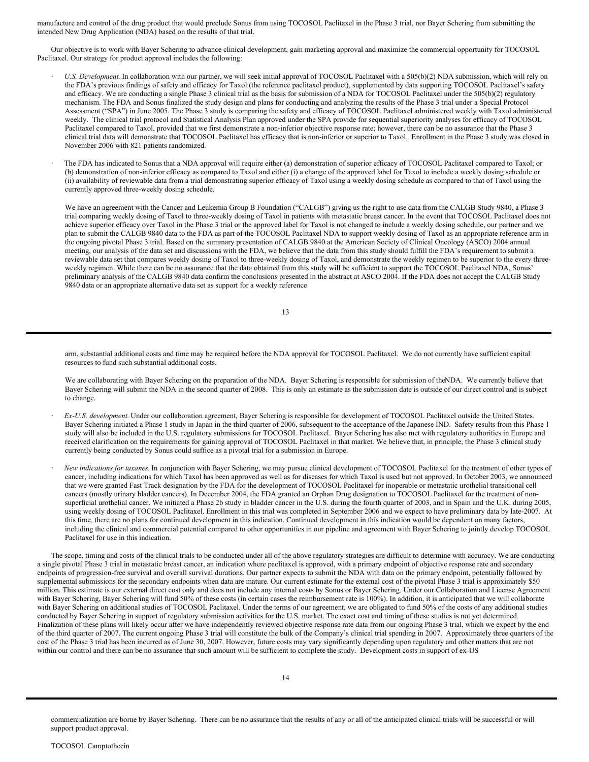manufacture and control of the drug product that would preclude Sonus from using TOCOSOL Paclitaxel in the Phase 3 trial, nor Bayer Schering from submitting the intended New Drug Application (NDA) based on the results of that trial.

Our objective is to work with Bayer Schering to advance clinical development, gain marketing approval and maximize the commercial opportunity for TOCOSOL Paclitaxel. Our strategy for product approval includes the following:

- *U.S. Development.* In collaboration with our partner, we will seek initial approval of TOCOSOL Paclitaxel with a 505(b)(2) NDA submission, which will rely on the FDA's previous findings of safety and efficacy for Taxol (the reference paclitaxel product), supplemented by data supporting TOCOSOL Paclitaxel's safety and efficacy. We are conducting a single Phase 3 clinical trial as the basis for submission of a NDA for TOCOSOL Paclitaxel under the 505(b)(2) regulatory mechanism. The FDA and Sonus finalized the study design and plans for conducting and analyzing the results of the Phase 3 trial under a Special Protocol Assessment ("SPA") in June 2005. The Phase 3 study is comparing the safety and efficacy of TOCOSOL Paclitaxel administered weekly with Taxol administered weekly. The clinical trial protocol and Statistical Analysis Plan approved under the SPA provide for sequential superiority analyses for efficacy of TOCOSOL Paclitaxel compared to Taxol, provided that we first demonstrate a non-inferior objective response rate; however, there can be no assurance that the Phase 3 clinical trial data will demonstrate that TOCOSOL Paclitaxel has efficacy that is non-inferior or superior to Taxol. Enrollment in the Phase 3 study was closed in November 2006 with 821 patients randomized.

- The FDA has indicated to Sonus that a NDA approval will require either (a) demonstration of superior efficacy of TOCOSOL Paclitaxel compared to Taxol; or (b) demonstration of non-inferior efficacy as compared to Taxol and either (i) a change of the approved label for Taxol to include a weekly dosing schedule or (ii) availability of reviewable data from a trial demonstrating superior efficacy of Taxol using a weekly dosing schedule as compared to that of Taxol using the currently approved three-weekly dosing schedule.

  We have an agreement with the Cancer and Leukemia Group B Foundation ("CALGB") giving us the right to use data from the CALGB Study 9840, a Phase 3 trial comparing weekly dosing of Taxol to three-weekly dosing of Taxol in patients with metastatic breast cancer. In the event that TOCOSOL Paclitaxel does not achieve superior efficacy over Taxol in the Phase 3 trial or the approved label for Taxol is not changed to include a weekly dosing schedule, our partner and we plan to submit the CALGB 9840 data to the FDA as part of the TOCOSOL Paclitaxel NDA to support weekly dosing of Taxol as an appropriate reference arm in the ongoing pivotal Phase 3 trial. Based on the summary presentation of CALGB 9840 at the American Society of Clinical Oncology (ASCO) 2004 annual meeting, our analysis of the data set and discussions with the FDA, we believe that the data from this study should fulfill the FDA's requirement to submit a reviewable data set that compares weekly dosing of Taxol to three-weekly dosing of Taxol, and demonstrate the weekly regimen to be superior to the every three-weekly regimen. While there can be no assurance that the data obtained from this study will be sufficient to support the TOCOSOL Paclitaxel NDA, Sonus' preliminary analysis of the CALGB 9840 data confirm the conclusions presented in the abstract at ASCO 2004. If the FDA does not accept the CALGB Study 9840 data or an appropriate alternative data set as support for a weekly reference arm, substantial additional costs and time may be required before the NDA approval for TOCOSOL Paclitaxel. We do not currently have sufficient capital resources to fund such substantial additional costs.

  We are collaborating with Bayer Schering on the preparation of the NDA. Bayer Schering is responsible for submission of theNDA. We currently believe that Bayer Schering will submit the NDA in the second quarter of 2008. This is only an estimate as the submission date is outside of our direct control and is subject to change.

- *Ex-U.S. development.* Under our collaboration agreement, Bayer Schering is responsible for development of TOCOSOL Paclitaxel outside the United States. Bayer Schering initiated a Phase 1 study in Japan in the third quarter of 2006, subsequent to the acceptance of the Japanese IND. Safety results from this Phase 1 study will also be included in the U.S. regulatory submissions for TOCOSOL Paclitaxel. Bayer Schering has also met with regulatory authorities in Europe and received clarification on the requirements for gaining approval of TOCOSOL Paclitaxel in that market. We believe that, in principle, the Phase 3 clinical study currently being conducted by Sonus could suffice as a pivotal trial for a submission in Europe.

- *New indications for taxanes.* In conjunction with Bayer Schering, we may pursue clinical development of TOCOSOL Paclitaxel for the treatment of other types of cancer, including indications for which Taxol has been approved as well as for diseases for which Taxol is used but not approved. In October 2003, we announced that we were granted Fast Track designation by the FDA for the development of TOCOSOL Paclitaxel for inoperable or metastatic urothelial transitional cell cancers (mostly urinary bladder cancers). In December 2004, the FDA granted an Orphan Drug designation to TOCOSOL Paclitaxel for the treatment of non-superficial urothelial cancer. We initiated a Phase 2b study in bladder cancer in the U.S. during the fourth quarter of 2003, and in Spain and the U.K. during 2005, using weekly dosing of TOCOSOL Paclitaxel. Enrollment in this trial was completed in September 2006 and we expect to have preliminary data by late-2007. At this time, there are no plans for continued development in this indication. Continued development in this indication would be dependent on many factors, including the clinical and commercial potential compared to other opportunities in our pipeline and agreement with Bayer Schering to jointly develop TOCOSOL Paclitaxel for use in this indication.

The scope, timing and costs of the clinical trials to be conducted under all of the above regulatory strategies are difficult to determine with accuracy. We are conducting a single pivotal Phase 3 trial in metastatic breast cancer, an indication where paclitaxel is approved, with a primary endpoint of objective response rate and secondary endpoints of progression-free survival and overall survival durations. Our partner expects to submit the NDA with data on the primary endpoint, potentially followed by supplemental submissions for the secondary endpoints when data are mature. Our current estimate for the external cost of the pivotal Phase 3 trial is approximately $50 million. This estimate is our external direct cost only and does not include any internal costs by Sonus or Bayer Schering. Under our Collaboration and License Agreement with Bayer Schering, Bayer Schering will fund 50% of these costs (in certain cases the reimbursement rate is 100%). In addition, it is anticipated that we will collaborate with Bayer Schering on additional studies of TOCOSOL Paclitaxel. Under the terms of our agreement, we are obligated to fund 50% of the costs of any additional studies conducted by Bayer Schering in support of regulatory submission activities for the U.S. market. The exact cost and timing of these studies is not yet determined. Finalization of these plans will likely occur after we have independently reviewed objective response rate data from our ongoing Phase 3 trial, which we expect by the end of the third quarter of 2007. The current ongoing Phase 3 trial will constitute the bulk of the Company's clinical trial spending in 2007. Approximately three quarters of the cost of the Phase 3 trial has been incurred as of June 30, 2007. However, future costs may vary significantly depending upon regulatory and other matters that are not within our control and there can be no assurance that such amount will be sufficient to complete the study. Development costs in support of ex-US commercialization are borne by Bayer Schering. There can be no assurance that the results of any or all of the anticipated clinical trials will be successful or will support product approval.

TOCOSOL Camptothecin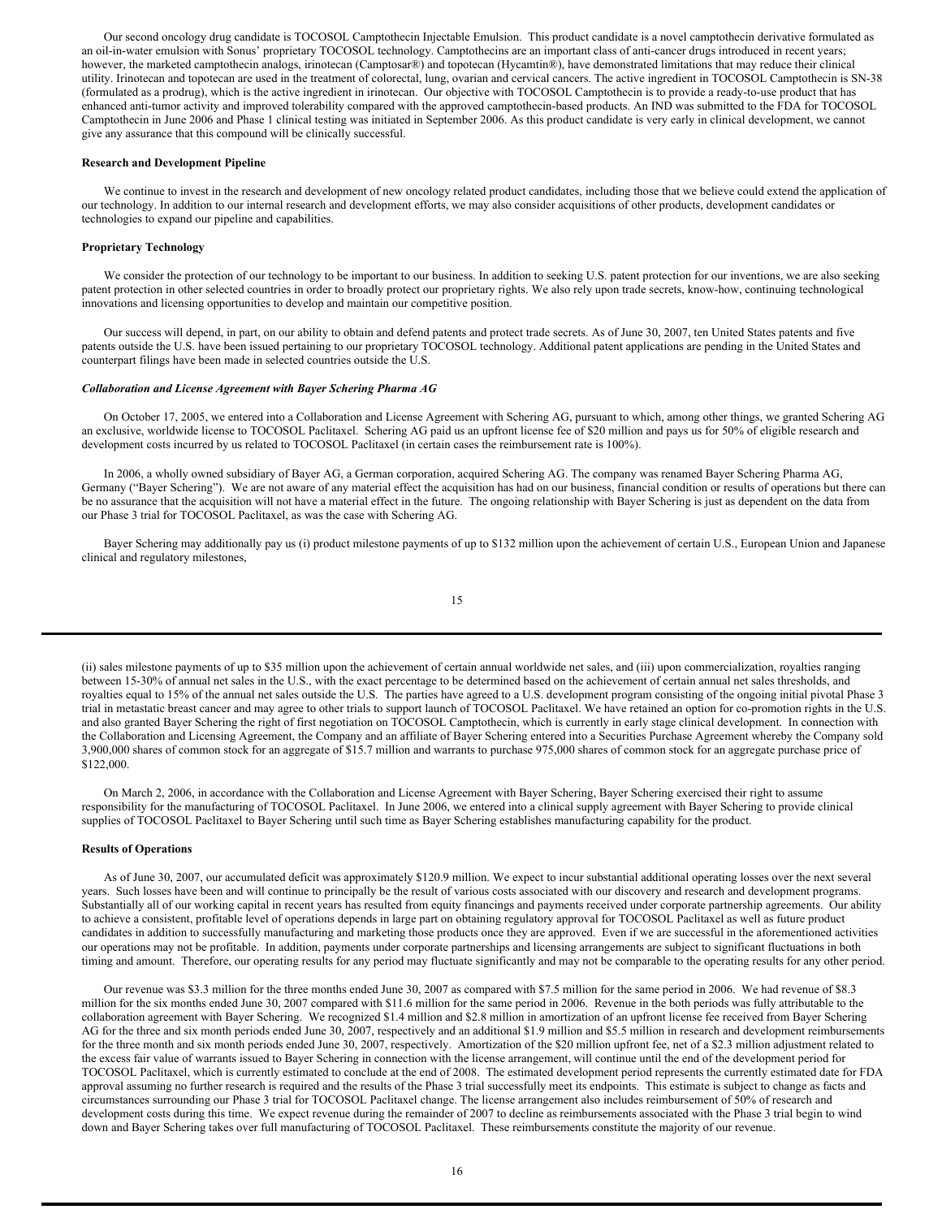Our second oncology drug candidate is TOCOSOL Camptothecin Injectable Emulsion. This product candidate is a novel camptothecin derivative formulated as an oil-in-water emulsion with Sonus' proprietary TOCOSOL technology. Camptothecins are an important class of anti-cancer drugs introduced in recent years; however, the marketed camptothecin analogs, irinotecan (Camptosar®) and topotecan (Hycamtin®), have demonstrated limitations that may reduce their clinical utility. Irinotecan and topotecan are used in the treatment of colorectal, lung, ovarian and cervical cancers. The active ingredient in TOCOSOL Camptothecin is SN-38 (formulated as a prodrug), which is the active ingredient in irinotecan. Our objective with TOCOSOL Camptothecin is to provide a ready-to-use product that has enhanced anti-tumor activity and improved tolerability compared with the approved camptothecin-based products. An IND was submitted to the FDA for TOCOSOL Camptothecin in June 2006 and Phase 1 clinical testing was initiated in September 2006. As this product candidate is very early in clinical development, we cannot give any assurance that this compound will be clinically successful.

**Research and Development Pipeline**

We continue to invest in the research and development of new oncology related product candidates, including those that we believe could extend the application of our technology. In addition to our internal research and development efforts, we may also consider acquisitions of other products, development candidates or technologies to expand our pipeline and capabilities.

**Proprietary Technology**

We consider the protection of our technology to be important to our business. In addition to seeking U.S. patent protection for our inventions, we are also seeking patent protection in other selected countries in order to broadly protect our proprietary rights. We also rely upon trade secrets, know-how, continuing technological innovations and licensing opportunities to develop and maintain our competitive position.

Our success will depend, in part, on our ability to obtain and defend patents and protect trade secrets. As of June 30, 2007, ten United States patents and five patents outside the U.S. have been issued pertaining to our proprietary TOCOSOL technology. Additional patent applications are pending in the United States and counterpart filings have been made in selected countries outside the U.S.

***Collaboration and License Agreement with Bayer Schering Pharma AG***

On October 17, 2005, we entered into a Collaboration and License Agreement with Schering AG, pursuant to which, among other things, we granted Schering AG an exclusive, worldwide license to TOCOSOL Paclitaxel. Schering AG paid us an upfront license fee of $20 million and pays us for 50% of eligible research and development costs incurred by us related to TOCOSOL Paclitaxel (in certain cases the reimbursement rate is 100%).

In 2006, a wholly owned subsidiary of Bayer AG, a German corporation, acquired Schering AG. The company was renamed Bayer Schering Pharma AG, Germany ("Bayer Schering"). We are not aware of any material effect the acquisition has had on our business, financial condition or results of operations but there can be no assurance that the acquisition will not have a material effect in the future. The ongoing relationship with Bayer Schering is just as dependent on the data from our Phase 3 trial for TOCOSOL Paclitaxel, as was the case with Schering AG.

Bayer Schering may additionally pay us (i) product milestone payments of up to $132 million upon the achievement of certain U.S., European Union and Japanese clinical and regulatory milestones, (ii) sales milestone payments of up to $35 million upon the achievement of certain annual worldwide net sales, and (iii) upon commercialization, royalties ranging between 15-30% of annual net sales in the U.S., with the exact percentage to be determined based on the achievement of certain annual net sales thresholds, and royalties equal to 15% of the annual net sales outside the U.S. The parties have agreed to a U.S. development program consisting of the ongoing initial pivotal Phase 3 trial in metastatic breast cancer and may agree to other trials to support launch of TOCOSOL Paclitaxel. We have retained an option for co-promotion rights in the U.S. and also granted Bayer Schering the right of first negotiation on TOCOSOL Camptothecin, which is currently in early stage clinical development. In connection with the Collaboration and Licensing Agreement, the Company and an affiliate of Bayer Schering entered into a Securities Purchase Agreement whereby the Company sold 3,900,000 shares of common stock for an aggregate of $15.7 million and warrants to purchase 975,000 shares of common stock for an aggregate purchase price of $122,000.

On March 2, 2006, in accordance with the Collaboration and License Agreement with Bayer Schering, Bayer Schering exercised their right to assume responsibility for the manufacturing of TOCOSOL Paclitaxel. In June 2006, we entered into a clinical supply agreement with Bayer Schering to provide clinical supplies of TOCOSOL Paclitaxel to Bayer Schering until such time as Bayer Schering establishes manufacturing capability for the product.

**Results of Operations**

As of June 30, 2007, our accumulated deficit was approximately $120.9 million. We expect to incur substantial additional operating losses over the next several years. Such losses have been and will continue to principally be the result of various costs associated with our discovery and research and development programs. Substantially all of our working capital in recent years has resulted from equity financings and payments received under corporate partnership agreements. Our ability to achieve a consistent, profitable level of operations depends in large part on obtaining regulatory approval for TOCOSOL Paclitaxel as well as future product candidates in addition to successfully manufacturing and marketing those products once they are approved. Even if we are successful in the aforementioned activities our operations may not be profitable. In addition, payments under corporate partnerships and licensing arrangements are subject to significant fluctuations in both timing and amount. Therefore, our operating results for any period may fluctuate significantly and may not be comparable to the operating results for any other period.

Our revenue was $3.3 million for the three months ended June 30, 2007 as compared with $7.5 million for the same period in 2006. We had revenue of $8.3 million for the six months ended June 30, 2007 compared with $11.6 million for the same period in 2006. Revenue in the both periods was fully attributable to the collaboration agreement with Bayer Schering. We recognized $1.4 million and $2.8 million in amortization of an upfront license fee received from Bayer Schering AG for the three and six month periods ended June 30, 2007, respectively and an additional $1.9 million and $5.5 million in research and development reimbursements for the three month and six month periods ended June 30, 2007, respectively. Amortization of the $20 million upfront fee, net of a $2.3 million adjustment related to the excess fair value of warrants issued to Bayer Schering in connection with the license arrangement, will continue until the end of the development period for TOCOSOL Paclitaxel, which is currently estimated to conclude at the end of 2008. The estimated development period represents the currently estimated date for FDA approval assuming no further research is required and the results of the Phase 3 trial successfully meet its endpoints. This estimate is subject to change as facts and circumstances surrounding our Phase 3 trial for TOCOSOL Paclitaxel change. The license arrangement also includes reimbursement of 50% of research and development costs during this time. We expect revenue during the remainder of 2007 to decline as reimbursements associated with the Phase 3 trial begin to wind down and Bayer Schering takes over full manufacturing of TOCOSOL Paclitaxel. These reimbursements constitute the majority of our revenue.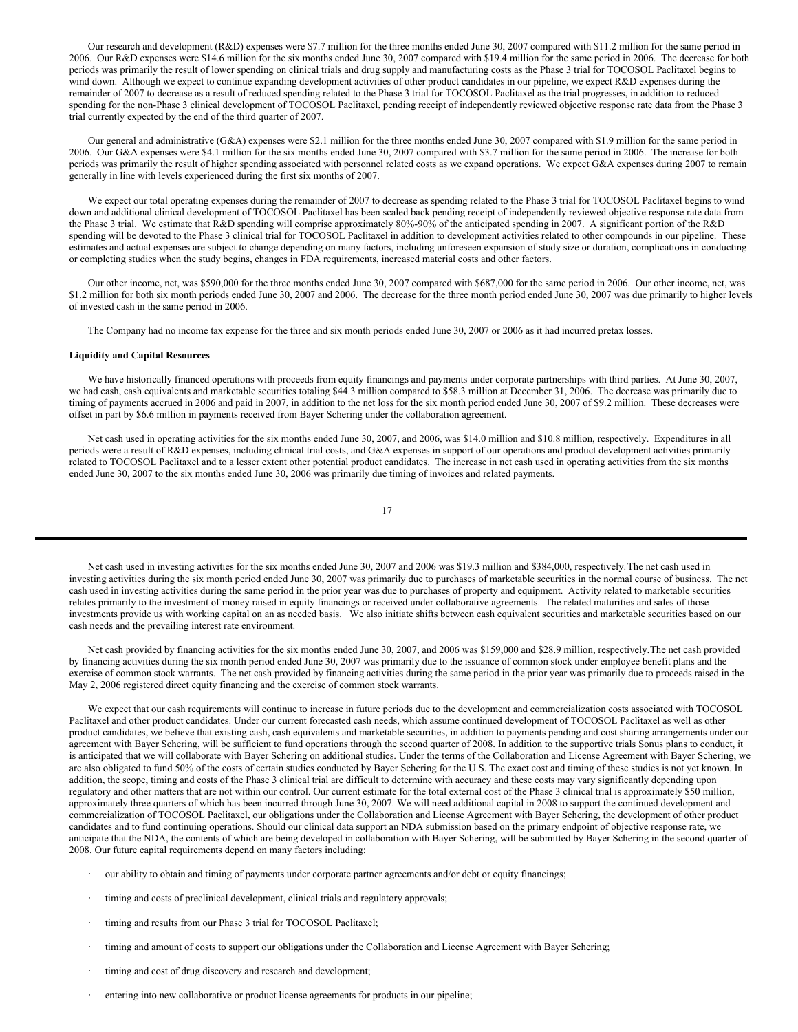Our research and development (R&D) expenses were $7.7 million for the three months ended June 30, 2007 compared with $11.2 million for the same period in 2006. Our R&D expenses were $14.6 million for the six months ended June 30, 2007 compared with $19.4 million for the same period in 2006. The decrease for both periods was primarily the result of lower spending on clinical trials and drug supply and manufacturing costs as the Phase 3 trial for TOCOSOL Paclitaxel begins to wind down. Although we expect to continue expanding development activities of other product candidates in our pipeline, we expect R&D expenses during the remainder of 2007 to decrease as a result of reduced spending related to the Phase 3 trial for TOCOSOL Paclitaxel as the trial progresses, in addition to reduced spending for the non-Phase 3 clinical development of TOCOSOL Paclitaxel, pending receipt of independently reviewed objective response rate data from the Phase 3 trial currently expected by the end of the third quarter of 2007.

Our general and administrative (G&A) expenses were $2.1 million for the three months ended June 30, 2007 compared with $1.9 million for the same period in 2006. Our G&A expenses were $4.1 million for the six months ended June 30, 2007 compared with $3.7 million for the same period in 2006. The increase for both periods was primarily the result of higher spending associated with personnel related costs as we expand operations. We expect G&A expenses during 2007 to remain generally in line with levels experienced during the first six months of 2007.

We expect our total operating expenses during the remainder of 2007 to decrease as spending related to the Phase 3 trial for TOCOSOL Paclitaxel begins to wind down and additional clinical development of TOCOSOL Paclitaxel has been scaled back pending receipt of independently reviewed objective response rate data from the Phase 3 trial. We estimate that R&D spending will comprise approximately 80%-90% of the anticipated spending in 2007. A significant portion of the R&D spending will be devoted to the Phase 3 clinical trial for TOCOSOL Paclitaxel in addition to development activities related to other compounds in our pipeline. These estimates and actual expenses are subject to change depending on many factors, including unforeseen expansion of study size or duration, complications in conducting or completing studies when the study begins, changes in FDA requirements, increased material costs and other factors.

Our other income, net, was $590,000 for the three months ended June 30, 2007 compared with $687,000 for the same period in 2006. Our other income, net, was $1.2 million for both six month periods ended June 30, 2007 and 2006. The decrease for the three month period ended June 30, 2007 was due primarily to higher levels of invested cash in the same period in 2006.

The Company had no income tax expense for the three and six month periods ended June 30, 2007 or 2006 as it had incurred pretax losses.

**Liquidity and Capital Resources**

We have historically financed operations with proceeds from equity financings and payments under corporate partnerships with third parties. At June 30, 2007, we had cash, cash equivalents and marketable securities totaling $44.3 million compared to $58.3 million at December 31, 2006. The decrease was primarily due to timing of payments accrued in 2006 and paid in 2007, in addition to the net loss for the six month period ended June 30, 2007 of $9.2 million. These decreases were offset in part by $6.6 million in payments received from Bayer Schering under the collaboration agreement.

Net cash used in operating activities for the six months ended June 30, 2007, and 2006, was $14.0 million and $10.8 million, respectively. Expenditures in all periods were a result of R&D expenses, including clinical trial costs, and G&A expenses in support of our operations and product development activities primarily related to TOCOSOL Paclitaxel and to a lesser extent other potential product candidates. The increase in net cash used in operating activities from the six months ended June 30, 2007 to the six months ended June 30, 2006 was primarily due timing of invoices and related payments.

Net cash used in investing activities for the six months ended June 30, 2007 and 2006 was $19.3 million and $384,000, respectively. The net cash used in investing activities during the six month period ended June 30, 2007 was primarily due to purchases of marketable securities in the normal course of business. The net cash used in investing activities during the same period in the prior year was due to purchases of property and equipment. Activity related to marketable securities relates primarily to the investment of money raised in equity financings or received under collaborative agreements. The related maturities and sales of those investments provide us with working capital on an as needed basis. We also initiate shifts between cash equivalent securities and marketable securities based on our cash needs and the prevailing interest rate environment.

Net cash provided by financing activities for the six months ended June 30, 2007, and 2006 was $159,000 and $28.9 million, respectively. The net cash provided by financing activities during the six month period ended June 30, 2007 was primarily due to the issuance of common stock under employee benefit plans and the exercise of common stock warrants. The net cash provided by financing activities during the same period in the prior year was primarily due to proceeds raised in the May 2, 2006 registered direct equity financing and the exercise of common stock warrants.

We expect that our cash requirements will continue to increase in future periods due to the development and commercialization costs associated with TOCOSOL Paclitaxel and other product candidates. Under our current forecasted cash needs, which assume continued development of TOCOSOL Paclitaxel as well as other product candidates, we believe that existing cash, cash equivalents and marketable securities, in addition to payments pending and cost sharing arrangements under our agreement with Bayer Schering, will be sufficient to fund operations through the second quarter of 2008. In addition to the supportive trials Sonus plans to conduct, it is anticipated that we will collaborate with Bayer Schering on additional studies. Under the terms of the Collaboration and License Agreement with Bayer Schering, we are also obligated to fund 50% of the costs of certain studies conducted by Bayer Schering for the U.S. The exact cost and timing of these studies is not yet known. In addition, the scope, timing and costs of the Phase 3 clinical trial are difficult to determine with accuracy and these costs may vary significantly depending upon regulatory and other matters that are not within our control. Our current estimate for the total external cost of the Phase 3 clinical trial is approximately $50 million, approximately three quarters of which has been incurred through June 30, 2007. We will need additional capital in 2008 to support the continued development and commercialization of TOCOSOL Paclitaxel, our obligations under the Collaboration and License Agreement with Bayer Schering, the development of other product candidates and to fund continuing operations. Should our clinical data support an NDA submission based on the primary endpoint of objective response rate, we anticipate that the NDA, the contents of which are being developed in collaboration with Bayer Schering, will be submitted by Bayer Schering in the second quarter of 2008. Our future capital requirements depend on many factors including:

- our ability to obtain and timing of payments under corporate partner agreements and/or debt or equity financings;
- timing and costs of preclinical development, clinical trials and regulatory approvals;
- timing and results from our Phase 3 trial for TOCOSOL Paclitaxel;
- timing and amount of costs to support our obligations under the Collaboration and License Agreement with Bayer Schering;
- timing and cost of drug discovery and research and development;
- entering into new collaborative or product license agreements for products in our pipeline;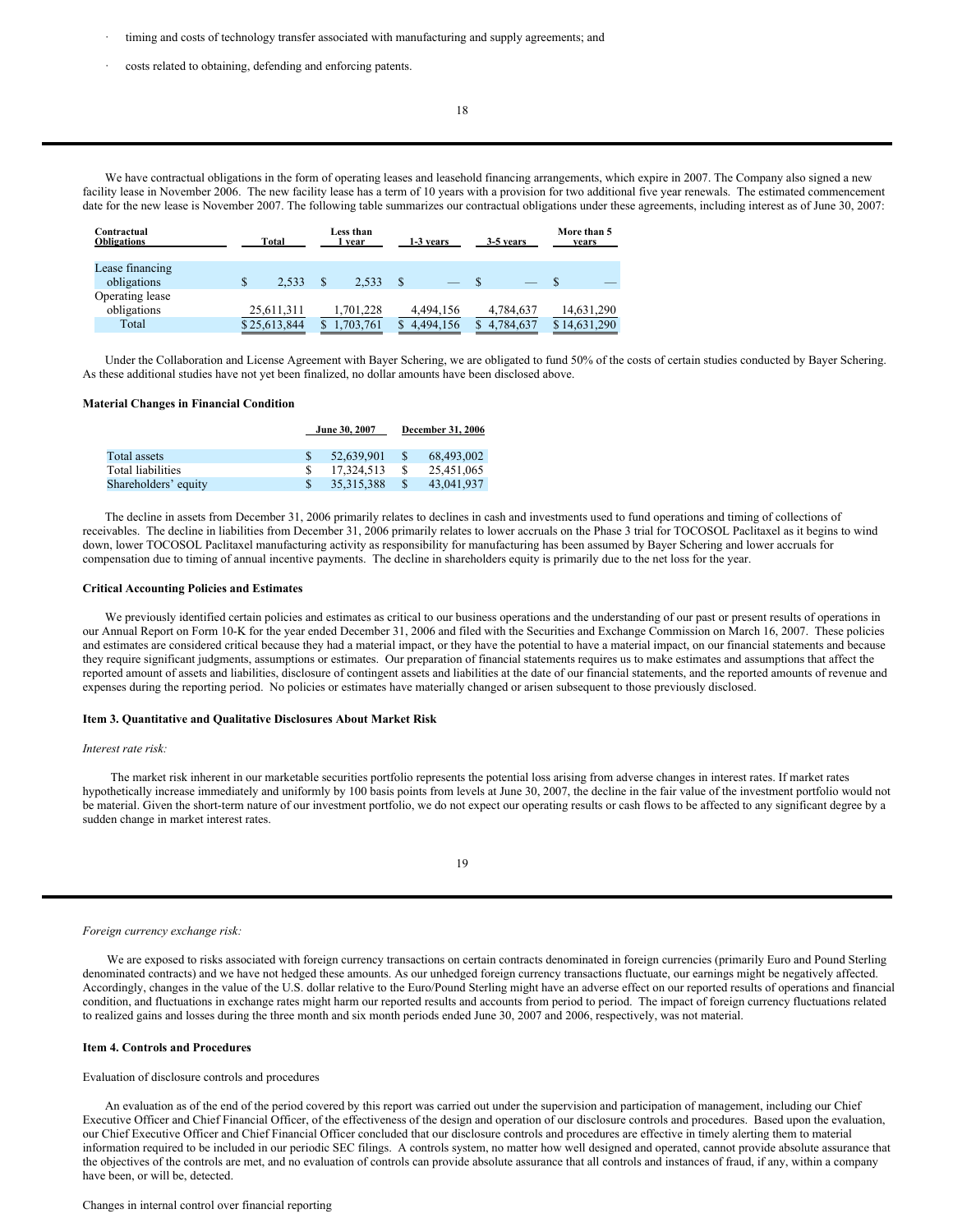- timing and costs of technology transfer associated with manufacturing and supply agreements; and
- costs related to obtaining, defending and enforcing patents.

We have contractual obligations in the form of operating leases and leasehold financing arrangements, which expire in 2007. The Company also signed a new facility lease in November 2006. The new facility lease has a term of 10 years with a provision for two additional five year renewals. The estimated commencement date for the new lease is November 2007. The following table summarizes our contractual obligations under these agreements, including interest as of June 30, 2007:

| Contractual Obligations | Total | Less than 1 year | 1-3 years | 3-5 years | More than 5 years |
|---|---|---|---|---|---|
| Lease financing obligations | $ 2,533 | $ 2,533 | $ — | $ — | $ — |
| Operating lease obligations | 25,611,311 | 1,701,228 | 4,494,156 | 4,784,637 | 14,631,290 |
| Total | $ 25,613,844 | $ 1,703,761 | $ 4,494,156 | $ 4,784,637 | $ 14,631,290 |

Under the Collaboration and License Agreement with Bayer Schering, we are obligated to fund 50% of the costs of certain studies conducted by Bayer Schering. As these additional studies have not yet been finalized, no dollar amounts have been disclosed above.

**Material Changes in Financial Condition**

| | June 30, 2007 | December 31, 2006 |
|---|---|---|
| Total assets | $ 52,639,901 | $ 68,493,002 |
| Total liabilities | $ 17,324,513 | $ 25,451,065 |
| Shareholders' equity | $ 35,315,388 | $ 43,041,937 |

The decline in assets from December 31, 2006 primarily relates to declines in cash and investments used to fund operations and timing of collections of receivables. The decline in liabilities from December 31, 2006 primarily relates to lower accruals on the Phase 3 trial for TOCOSOL Paclitaxel as it begins to wind down, lower TOCOSOL Paclitaxel manufacturing activity as responsibility for manufacturing has been assumed by Bayer Schering and lower accruals for compensation due to timing of annual incentive payments. The decline in shareholders equity is primarily due to the net loss for the year.

**Critical Accounting Policies and Estimates**

We previously identified certain policies and estimates as critical to our business operations and the understanding of our past or present results of operations in our Annual Report on Form 10-K for the year ended December 31, 2006 and filed with the Securities and Exchange Commission on March 16, 2007. These policies and estimates are considered critical because they had a material impact, or they have the potential to have a material impact, on our financial statements and because they require significant judgments, assumptions or estimates. Our preparation of financial statements requires us to make estimates and assumptions that affect the reported amount of assets and liabilities, disclosure of contingent assets and liabilities at the date of our financial statements, and the reported amounts of revenue and expenses during the reporting period. No policies or estimates have materially changed or arisen subsequent to those previously disclosed.

**Item 3. Quantitative and Qualitative Disclosures About Market Risk**

*Interest rate risk:*

The market risk inherent in our marketable securities portfolio represents the potential loss arising from adverse changes in interest rates. If market rates hypothetically increase immediately and uniformly by 100 basis points from levels at June 30, 2007, the decline in the fair value of the investment portfolio would not be material. Given the short-term nature of our investment portfolio, we do not expect our operating results or cash flows to be affected to any significant degree by a sudden change in market interest rates.

*Foreign currency exchange risk:*

We are exposed to risks associated with foreign currency transactions on certain contracts denominated in foreign currencies (primarily Euro and Pound Sterling denominated contracts) and we have not hedged these amounts. As our unhedged foreign currency transactions fluctuate, our earnings might be negatively affected. Accordingly, changes in the value of the U.S. dollar relative to the Euro/Pound Sterling might have an adverse effect on our reported results of operations and financial condition, and fluctuations in exchange rates might harm our reported results and accounts from period to period. The impact of foreign currency fluctuations related to realized gains and losses during the three month and six month periods ended June 30, 2007 and 2006, respectively, was not material.

**Item 4. Controls and Procedures**

Evaluation of disclosure controls and procedures

An evaluation as of the end of the period covered by this report was carried out under the supervision and participation of management, including our Chief Executive Officer and Chief Financial Officer, of the effectiveness of the design and operation of our disclosure controls and procedures. Based upon the evaluation, our Chief Executive Officer and Chief Financial Officer concluded that our disclosure controls and procedures are effective in timely alerting them to material information required to be included in our periodic SEC filings. A controls system, no matter how well designed and operated, cannot provide absolute assurance that the objectives of the controls are met, and no evaluation of controls can provide absolute assurance that all controls and instances of fraud, if any, within a company have been, or will be, detected.

Changes in internal control over financial reporting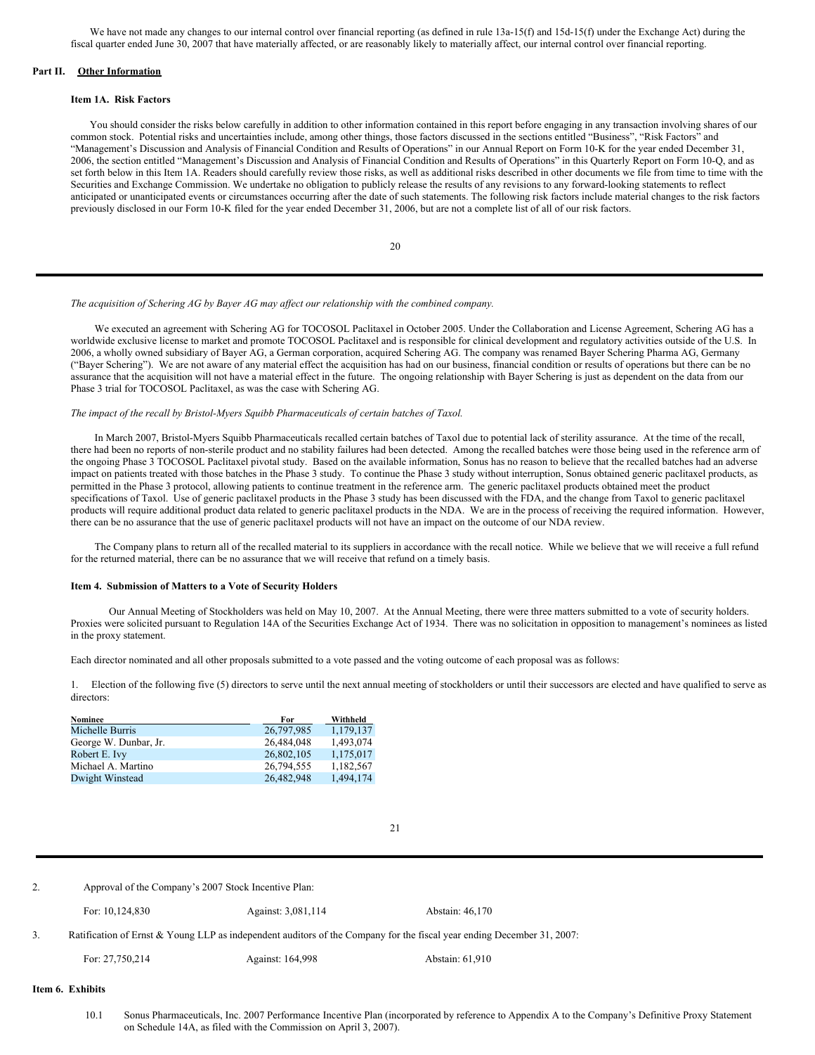We have not made any changes to our internal control over financial reporting (as defined in rule 13a-15(f) and 15d-15(f) under the Exchange Act) during the fiscal quarter ended June 30, 2007 that have materially affected, or are reasonably likely to materially affect, our internal control over financial reporting.

## Part II. Other Information

### Item 1A. Risk Factors

You should consider the risks below carefully in addition to other information contained in this report before engaging in any transaction involving shares of our common stock. Potential risks and uncertainties include, among other things, those factors discussed in the sections entitled "Business", "Risk Factors" and "Management's Discussion and Analysis of Financial Condition and Results of Operations" in our Annual Report on Form 10-K for the year ended December 31, 2006, the section entitled "Management's Discussion and Analysis of Financial Condition and Results of Operations" in this Quarterly Report on Form 10-Q, and as set forth below in this Item 1A. Readers should carefully review those risks, as well as additional risks described in other documents we file from time to time with the Securities and Exchange Commission. We undertake no obligation to publicly release the results of any revisions to any forward-looking statements to reflect anticipated or unanticipated events or circumstances occurring after the date of such statements. The following risk factors include material changes to the risk factors previously disclosed in our Form 10-K filed for the year ended December 31, 2006, but are not a complete list of all of our risk factors.

*The acquisition of Schering AG by Bayer AG may affect our relationship with the combined company.*

We executed an agreement with Schering AG for TOCOSOL Paclitaxel in October 2005. Under the Collaboration and License Agreement, Schering AG has a worldwide exclusive license to market and promote TOCOSOL Paclitaxel and is responsible for clinical development and regulatory activities outside of the U.S. In 2006, a wholly owned subsidiary of Bayer AG, a German corporation, acquired Schering AG. The company was renamed Bayer Schering Pharma AG, Germany ("Bayer Schering"). We are not aware of any material effect the acquisition has had on our business, financial condition or results of operations but there can be no assurance that the acquisition will not have a material effect in the future. The ongoing relationship with Bayer Schering is just as dependent on the data from our Phase 3 trial for TOCOSOL Paclitaxel, as was the case with Schering AG.

*The impact of the recall by Bristol-Myers Squibb Pharmaceuticals of certain batches of Taxol.*

In March 2007, Bristol-Myers Squibb Pharmaceuticals recalled certain batches of Taxol due to potential lack of sterility assurance. At the time of the recall, there had been no reports of non-sterile product and no stability failures had been detected. Among the recalled batches were those being used in the reference arm of the ongoing Phase 3 TOCOSOL Paclitaxel pivotal study. Based on the available information, Sonus has no reason to believe that the recalled batches had an adverse impact on patients treated with those batches in the Phase 3 study. To continue the Phase 3 study without interruption, Sonus obtained generic paclitaxel products, as permitted in the Phase 3 protocol, allowing patients to continue treatment in the reference arm. The generic paclitaxel products obtained meet the product specifications of Taxol. Use of generic paclitaxel products in the Phase 3 study has been discussed with the FDA, and the change from Taxol to generic paclitaxel products will require additional product data related to generic paclitaxel products in the NDA. We are in the process of receiving the required information. However, there can be no assurance that the use of generic paclitaxel products will not have an impact on the outcome of our NDA review.

The Company plans to return all of the recalled material to its suppliers in accordance with the recall notice. While we believe that we will receive a full refund for the returned material, there can be no assurance that we will receive that refund on a timely basis.

### Item 4. Submission of Matters to a Vote of Security Holders

Our Annual Meeting of Stockholders was held on May 10, 2007. At the Annual Meeting, there were three matters submitted to a vote of security holders. Proxies were solicited pursuant to Regulation 14A of the Securities Exchange Act of 1934. There was no solicitation in opposition to management's nominees as listed in the proxy statement.

Each director nominated and all other proposals submitted to a vote passed and the voting outcome of each proposal was as follows:

1. Election of the following five (5) directors to serve until the next annual meeting of stockholders or until their successors are elected and have qualified to serve as directors:

| Nominee | For | Withheld |
|---|---|---|
| Michelle Burris | 26,797,985 | 1,179,137 |
| George W. Dunbar, Jr. | 26,484,048 | 1,493,074 |
| Robert E. Ivy | 26,802,105 | 1,175,017 |
| Michael A. Martino | 26,794,555 | 1,182,567 |
| Dwight Winstead | 26,482,948 | 1,494,174 |

2. Approval of the Company's 2007 Stock Incentive Plan:

For: 10,124,830 Against: 3,081,114 Abstain: 46,170

3. Ratification of Ernst & Young LLP as independent auditors of the Company for the fiscal year ending December 31, 2007:

For: 27,750,214 Against: 164,998 Abstain: 61,910

### Item 6. Exhibits

10.1 Sonus Pharmaceuticals, Inc. 2007 Performance Incentive Plan (incorporated by reference to Appendix A to the Company's Definitive Proxy Statement on Schedule 14A, as filed with the Commission on April 3, 2007).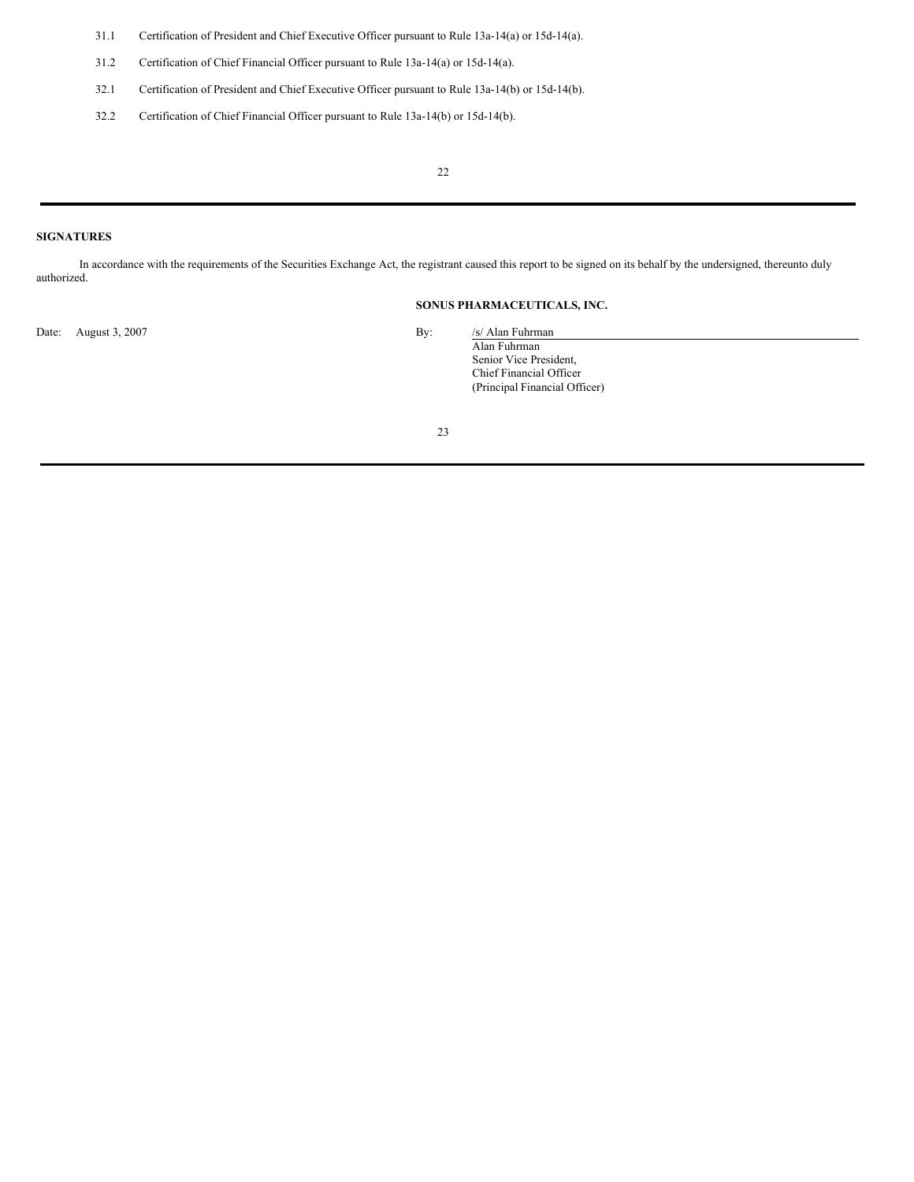| | |
|---|---|
| 31.1 | Certification of President and Chief Executive Officer pursuant to Rule 13a-14(a) or 15d-14(a). |
| 31.2 | Certification of Chief Financial Officer pursuant to Rule 13a-14(a) or 15d-14(a). |
| 32.1 | Certification of President and Chief Executive Officer pursuant to Rule 13a-14(b) or 15d-14(b). |
| 32.2 | Certification of Chief Financial Officer pursuant to Rule 13a-14(b) or 15d-14(b). |

**SIGNATURES**

In accordance with the requirements of the Securities Exchange Act, the registrant caused this report to be signed on its behalf by the undersigned, thereunto duly authorized.

**SONUS PHARMACEUTICALS, INC.**

Date: August 3, 2007

By: /s/ Alan Fuhrman
Alan Fuhrman
Senior Vice President,
Chief Financial Officer
(Principal Financial Officer)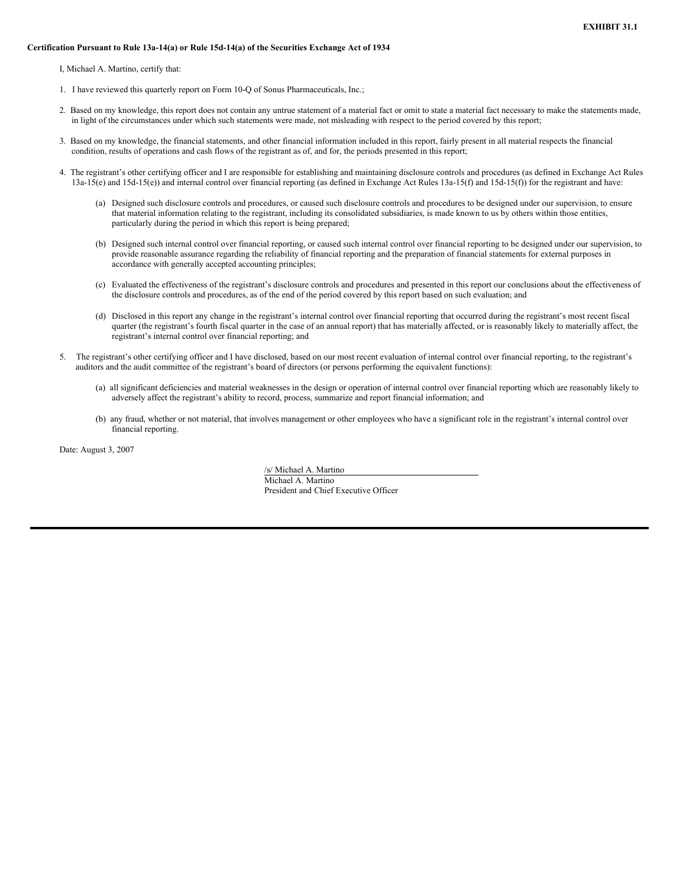**EXHIBIT 31.1**

**Certification Pursuant to Rule 13a-14(a) or Rule 15d-14(a) of the Securities Exchange Act of 1934**

I, Michael A. Martino, certify that:

1. I have reviewed this quarterly report on Form 10-Q of Sonus Pharmaceuticals, Inc.;

2. Based on my knowledge, this report does not contain any untrue statement of a material fact or omit to state a material fact necessary to make the statements made, in light of the circumstances under which such statements were made, not misleading with respect to the period covered by this report;

3. Based on my knowledge, the financial statements, and other financial information included in this report, fairly present in all material respects the financial condition, results of operations and cash flows of the registrant as of, and for, the periods presented in this report;

4. The registrant's other certifying officer and I are responsible for establishing and maintaining disclosure controls and procedures (as defined in Exchange Act Rules 13a-15(e) and 15d-15(e)) and internal control over financial reporting (as defined in Exchange Act Rules 13a-15(f) and 15d-15(f)) for the registrant and have:

   (a) Designed such disclosure controls and procedures, or caused such disclosure controls and procedures to be designed under our supervision, to ensure that material information relating to the registrant, including its consolidated subsidiaries, is made known to us by others within those entities, particularly during the period in which this report is being prepared;

   (b) Designed such internal control over financial reporting, or caused such internal control over financial reporting to be designed under our supervision, to provide reasonable assurance regarding the reliability of financial reporting and the preparation of financial statements for external purposes in accordance with generally accepted accounting principles;

   (c) Evaluated the effectiveness of the registrant's disclosure controls and procedures and presented in this report our conclusions about the effectiveness of the disclosure controls and procedures, as of the end of the period covered by this report based on such evaluation; and

   (d) Disclosed in this report any change in the registrant's internal control over financial reporting that occurred during the registrant's most recent fiscal quarter (the registrant's fourth fiscal quarter in the case of an annual report) that has materially affected, or is reasonably likely to materially affect, the registrant's internal control over financial reporting; and

5. The registrant's other certifying officer and I have disclosed, based on our most recent evaluation of internal control over financial reporting, to the registrant's auditors and the audit committee of the registrant's board of directors (or persons performing the equivalent functions):

   (a) all significant deficiencies and material weaknesses in the design or operation of internal control over financial reporting which are reasonably likely to adversely affect the registrant's ability to record, process, summarize and report financial information; and

   (b) any fraud, whether or not material, that involves management or other employees who have a significant role in the registrant's internal control over financial reporting.

Date: August 3, 2007

/s/ Michael A. Martino
Michael A. Martino
President and Chief Executive Officer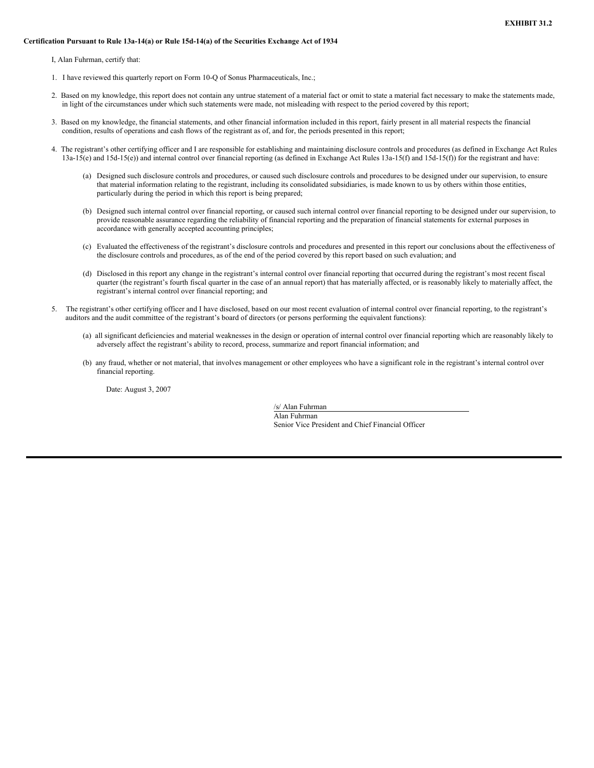**EXHIBIT 31.2**

**Certification Pursuant to Rule 13a-14(a) or Rule 15d-14(a) of the Securities Exchange Act of 1934**

I, Alan Fuhrman, certify that:

1. I have reviewed this quarterly report on Form 10-Q of Sonus Pharmaceuticals, Inc.;

2. Based on my knowledge, this report does not contain any untrue statement of a material fact or omit to state a material fact necessary to make the statements made, in light of the circumstances under which such statements were made, not misleading with respect to the period covered by this report;

3. Based on my knowledge, the financial statements, and other financial information included in this report, fairly present in all material respects the financial condition, results of operations and cash flows of the registrant as of, and for, the periods presented in this report;

4. The registrant's other certifying officer and I are responsible for establishing and maintaining disclosure controls and procedures (as defined in Exchange Act Rules 13a-15(e) and 15d-15(e)) and internal control over financial reporting (as defined in Exchange Act Rules 13a-15(f) and 15d-15(f)) for the registrant and have:

   (a) Designed such disclosure controls and procedures, or caused such disclosure controls and procedures to be designed under our supervision, to ensure that material information relating to the registrant, including its consolidated subsidiaries, is made known to us by others within those entities, particularly during the period in which this report is being prepared;

   (b) Designed such internal control over financial reporting, or caused such internal control over financial reporting to be designed under our supervision, to provide reasonable assurance regarding the reliability of financial reporting and the preparation of financial statements for external purposes in accordance with generally accepted accounting principles;

   (c) Evaluated the effectiveness of the registrant's disclosure controls and procedures and presented in this report our conclusions about the effectiveness of the disclosure controls and procedures, as of the end of the period covered by this report based on such evaluation; and

   (d) Disclosed in this report any change in the registrant's internal control over financial reporting that occurred during the registrant's most recent fiscal quarter (the registrant's fourth fiscal quarter in the case of an annual report) that has materially affected, or is reasonably likely to materially affect, the registrant's internal control over financial reporting; and

5. The registrant's other certifying officer and I have disclosed, based on our most recent evaluation of internal control over financial reporting, to the registrant's auditors and the audit committee of the registrant's board of directors (or persons performing the equivalent functions):

   (a) all significant deficiencies and material weaknesses in the design or operation of internal control over financial reporting which are reasonably likely to adversely affect the registrant's ability to record, process, summarize and report financial information; and

   (b) any fraud, whether or not material, that involves management or other employees who have a significant role in the registrant's internal control over financial reporting.

Date: August 3, 2007

/s/ Alan Fuhrman
Alan Fuhrman
Senior Vice President and Chief Financial Officer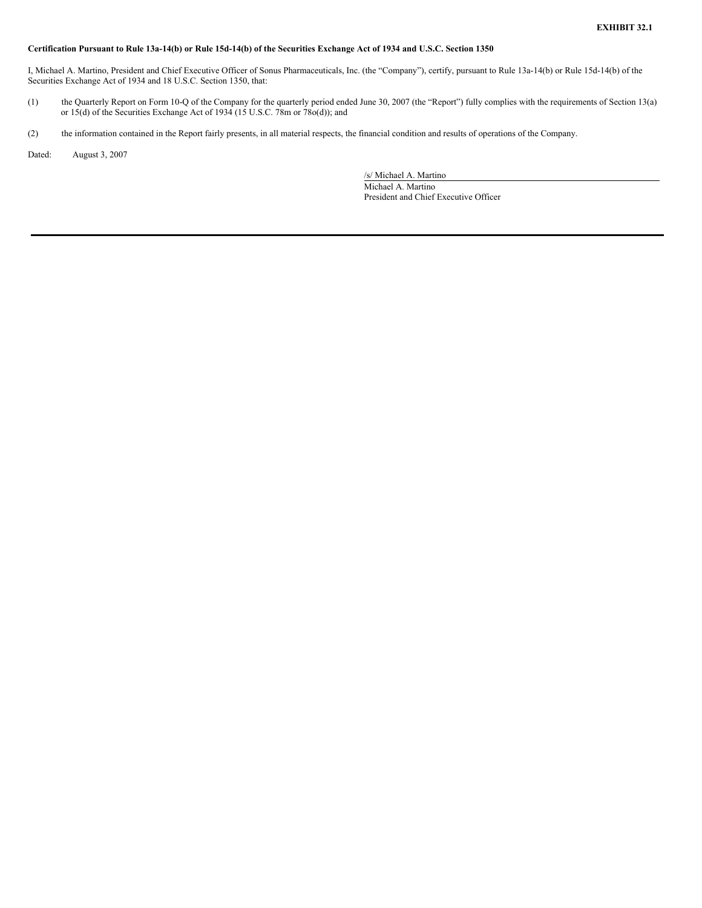**EXHIBIT 32.1**

**Certification Pursuant to Rule 13a-14(b) or Rule 15d-14(b) of the Securities Exchange Act of 1934 and U.S.C. Section 1350**

I, Michael A. Martino, President and Chief Executive Officer of Sonus Pharmaceuticals, Inc. (the "Company"), certify, pursuant to Rule 13a-14(b) or Rule 15d-14(b) of the Securities Exchange Act of 1934 and 18 U.S.C. Section 1350, that:

(1) the Quarterly Report on Form 10-Q of the Company for the quarterly period ended June 30, 2007 (the "Report") fully complies with the requirements of Section 13(a) or 15(d) of the Securities Exchange Act of 1934 (15 U.S.C. 78m or 78o(d)); and

(2) the information contained in the Report fairly presents, in all material respects, the financial condition and results of operations of the Company.

Dated: August 3, 2007

/s/ Michael A. Martino
Michael A. Martino
President and Chief Executive Officer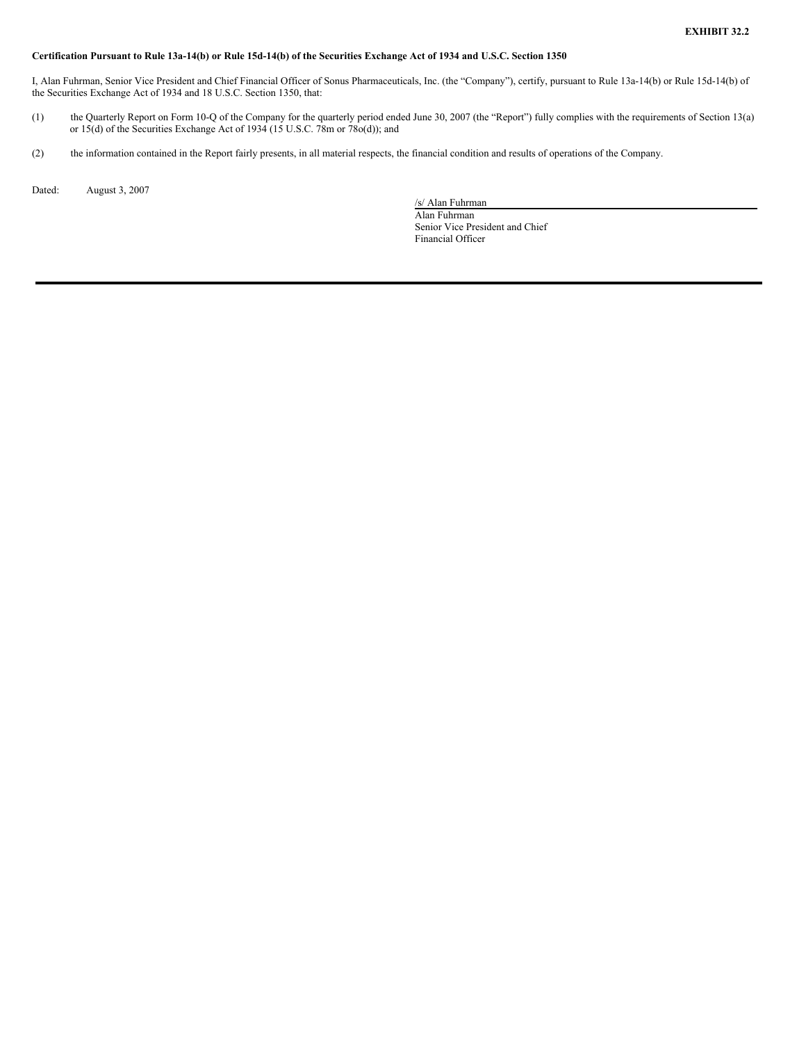**EXHIBIT 32.2**

**Certification Pursuant to Rule 13a-14(b) or Rule 15d-14(b) of the Securities Exchange Act of 1934 and U.S.C. Section 1350**

I, Alan Fuhrman, Senior Vice President and Chief Financial Officer of Sonus Pharmaceuticals, Inc. (the "Company"), certify, pursuant to Rule 13a-14(b) or Rule 15d-14(b) of the Securities Exchange Act of 1934 and 18 U.S.C. Section 1350, that:

(1) the Quarterly Report on Form 10-Q of the Company for the quarterly period ended June 30, 2007 (the "Report") fully complies with the requirements of Section 13(a) or 15(d) of the Securities Exchange Act of 1934 (15 U.S.C. 78m or 78o(d)); and

(2) the information contained in the Report fairly presents, in all material respects, the financial condition and results of operations of the Company.

Dated: August 3, 2007

/s/ Alan Fuhrman
Alan Fuhrman
Senior Vice President and Chief
Financial Officer